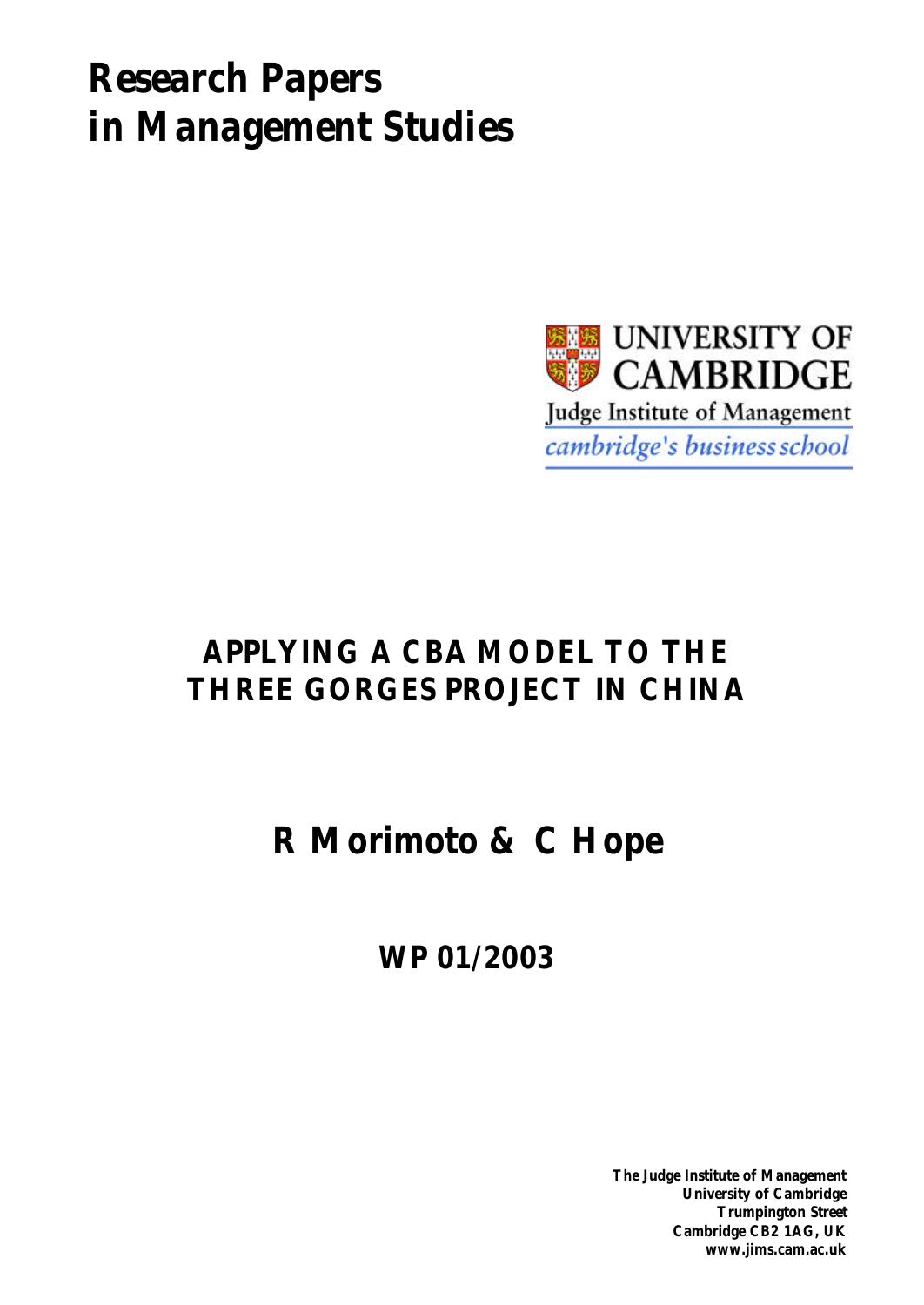# Research Papers in Management Studies

UNIVERSITY OF CAMBRIDGE

Judge Institute of Management

*cambridge's business school*

## APPLYING A CBA MODEL TO THE THREE GORGES PROJECT IN CHINA

## R Morimoto & C Hope

### WP 01/2003

**The Judge Institute of Management**
**University of Cambridge**
**Trumpington Street**
**Cambridge CB2 1AG, UK**
**www.jims.cam.ac.uk**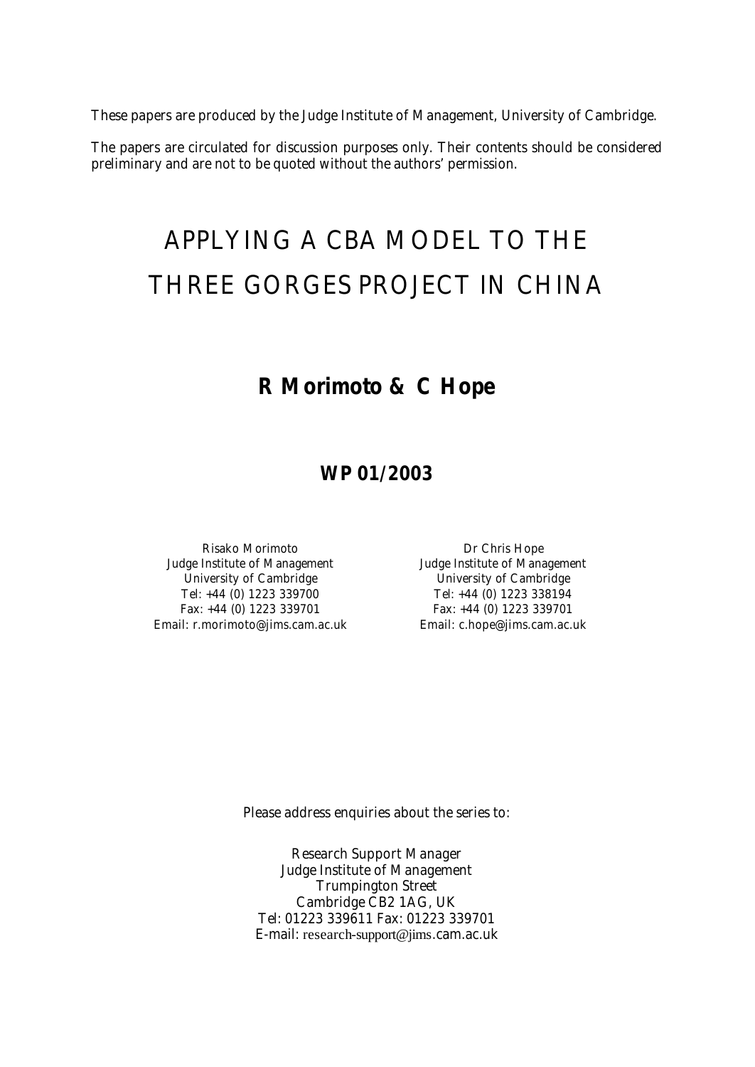These papers are produced by the Judge Institute of Management, University of Cambridge.

The papers are circulated for discussion purposes only. Their contents should be considered preliminary and are not to be quoted without the authors' permission.

# APPLYING A CBA MODEL TO THE THREE GORGES PROJECT IN CHINA

## R Morimoto & C Hope

## WP 01/2003

Risako Morimoto
Judge Institute of Management
University of Cambridge
Tel: +44 (0) 1223 339700
Fax: +44 (0) 1223 339701
Email: r.morimoto@jims.cam.ac.uk

Dr Chris Hope
Judge Institute of Management
University of Cambridge
Tel: +44 (0) 1223 338194
Fax: +44 (0) 1223 339701
Email: c.hope@jims.cam.ac.uk

Please address enquiries about the series to:

Research Support Manager
Judge Institute of Management
Trumpington Street
Cambridge CB2 1AG, UK
Tel: 01223 339611 Fax: 01223 339701
E-mail: research-support@jims.cam.ac.uk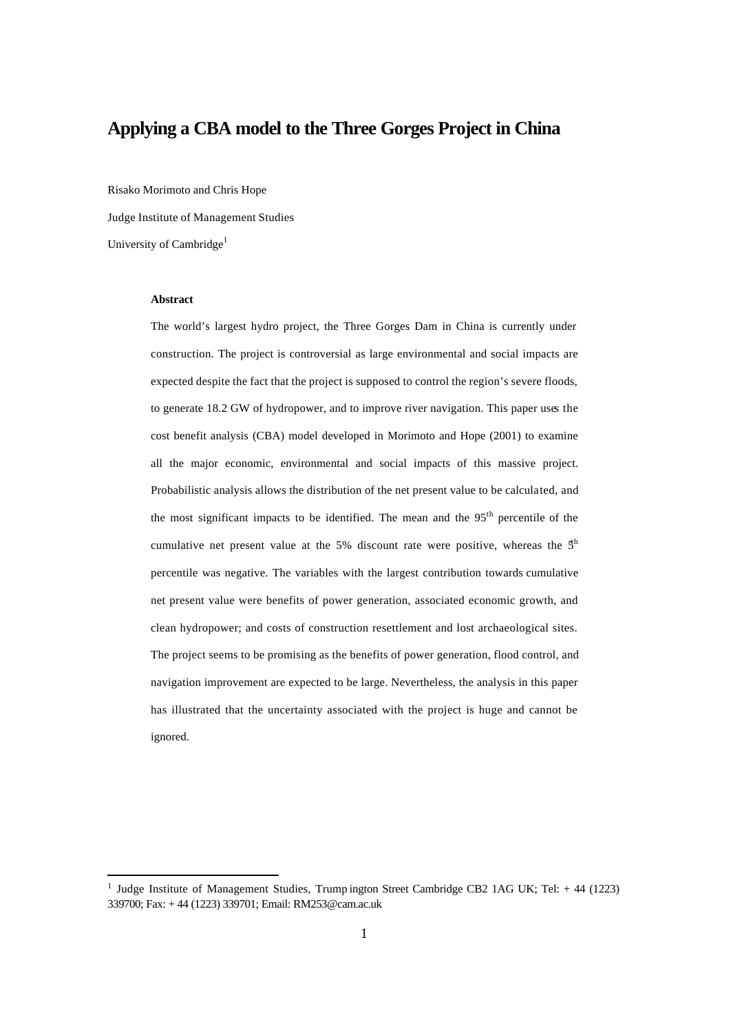# Applying a CBA model to the Three Gorges Project in China

Risako Morimoto and Chris Hope

Judge Institute of Management Studies

University of Cambridge[1]

**Abstract**

The world's largest hydro project, the Three Gorges Dam in China is currently under construction. The project is controversial as large environmental and social impacts are expected despite the fact that the project is supposed to control the region's severe floods, to generate 18.2 GW of hydropower, and to improve river navigation. This paper uses the cost benefit analysis (CBA) model developed in Morimoto and Hope (2001) to examine all the major economic, environmental and social impacts of this massive project. Probabilistic analysis allows the distribution of the net present value to be calculated, and the most significant impacts to be identified. The mean and the 95th percentile of the cumulative net present value at the 5% discount rate were positive, whereas the 5th percentile was negative. The variables with the largest contribution towards cumulative net present value were benefits of power generation, associated economic growth, and clean hydropower; and costs of construction resettlement and lost archaeological sites. The project seems to be promising as the benefits of power generation, flood control, and navigation improvement are expected to be large. Nevertheless, the analysis in this paper has illustrated that the uncertainty associated with the project is huge and cannot be ignored.

---

[1] Judge Institute of Management Studies, Trumpington Street Cambridge CB2 1AG UK; Tel: + 44 (1223) 339700; Fax: + 44 (1223) 339701; Email: RM253@cam.ac.uk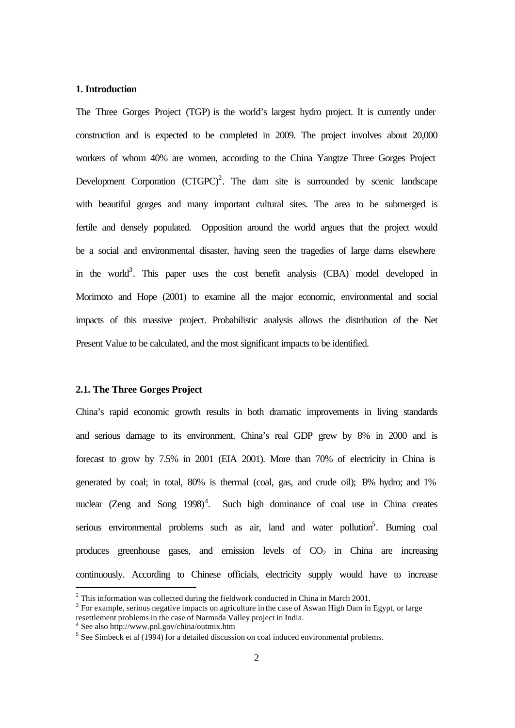## 1. Introduction

The Three Gorges Project (TGP) is the world's largest hydro project. It is currently under construction and is expected to be completed in 2009. The project involves about 20,000 workers of whom 40% are women, according to the China Yangtze Three Gorges Project Development Corporation (CTGPC)[2]. The dam site is surrounded by scenic landscape with beautiful gorges and many important cultural sites. The area to be submerged is fertile and densely populated. Opposition around the world argues that the project would be a social and environmental disaster, having seen the tragedies of large dams elsewhere in the world[3]. This paper uses the cost benefit analysis (CBA) model developed in Morimoto and Hope (2001) to examine all the major economic, environmental and social impacts of this massive project. Probabilistic analysis allows the distribution of the Net Present Value to be calculated, and the most significant impacts to be identified.

### 2.1. The Three Gorges Project

China's rapid economic growth results in both dramatic improvements in living standards and serious damage to its environment. China's real GDP grew by 8% in 2000 and is forecast to grow by 7.5% in 2001 (EIA 2001). More than 70% of electricity in China is generated by coal; in total, 80% is thermal (coal, gas, and crude oil); 19% hydro; and 1% nuclear (Zeng and Song 1998)[4]. Such high dominance of coal use in China creates serious environmental problems such as air, land and water pollution[5]. Burning coal produces greenhouse gases, and emission levels of $CO_2$ in China are increasing continuously. According to Chinese officials, electricity supply would have to increase

---

[2] This information was collected during the fieldwork conducted in China in March 2001.

[3] For example, serious negative impacts on agriculture in the case of Aswan High Dam in Egypt, or large resettlement problems in the case of Narmada Valley project in India.

[4] See also http://www.pnl.gov/china/outmix.htm

[5] See Simbeck et al (1994) for a detailed discussion on coal induced environmental problems.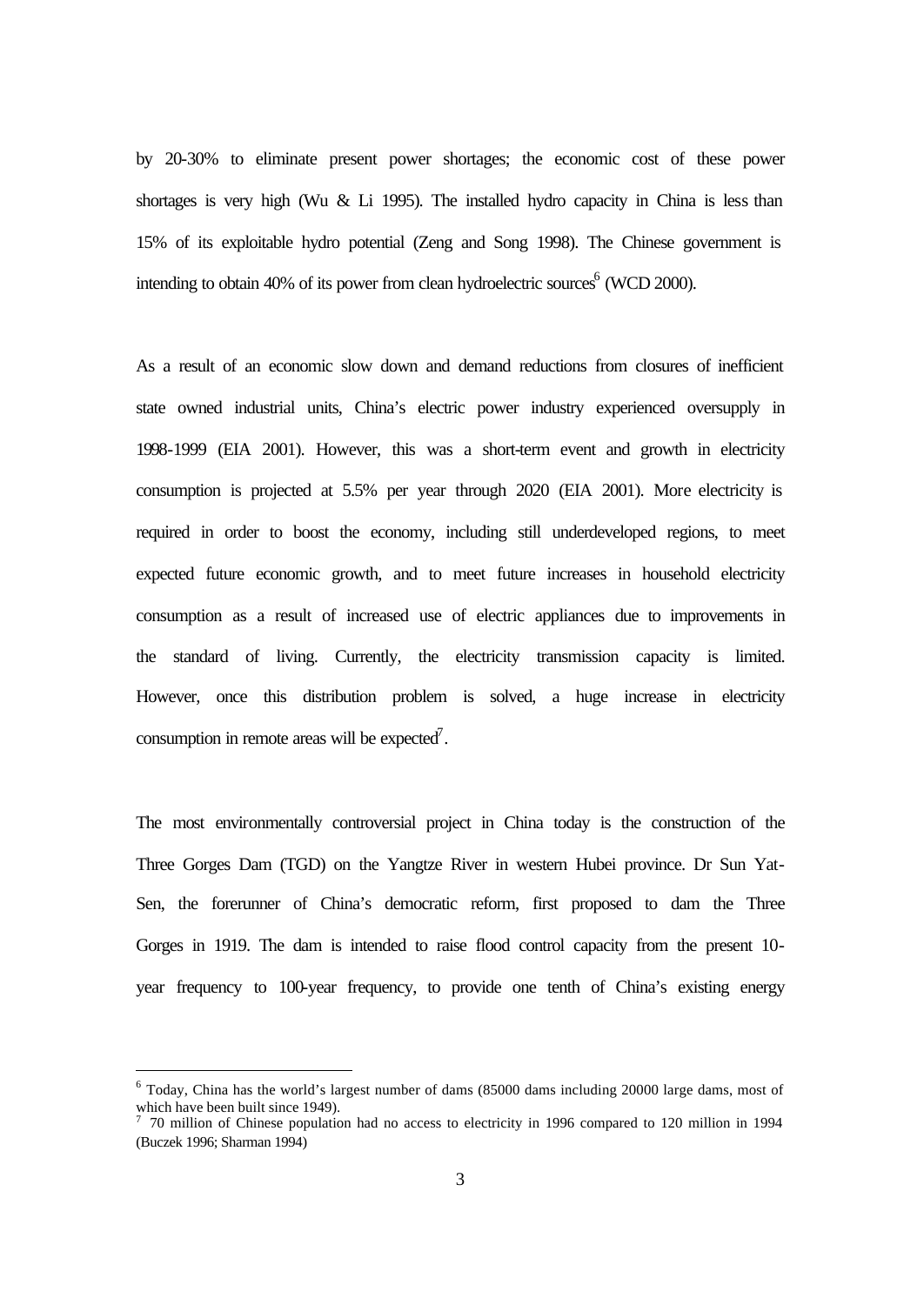by 20-30% to eliminate present power shortages; the economic cost of these power shortages is very high (Wu & Li 1995). The installed hydro capacity in China is less than 15% of its exploitable hydro potential (Zeng and Song 1998). The Chinese government is intending to obtain 40% of its power from clean hydroelectric sources[6] (WCD 2000).

As a result of an economic slow down and demand reductions from closures of inefficient state owned industrial units, China's electric power industry experienced oversupply in 1998-1999 (EIA 2001). However, this was a short-term event and growth in electricity consumption is projected at 5.5% per year through 2020 (EIA 2001). More electricity is required in order to boost the economy, including still underdeveloped regions, to meet expected future economic growth, and to meet future increases in household electricity consumption as a result of increased use of electric appliances due to improvements in the standard of living. Currently, the electricity transmission capacity is limited. However, once this distribution problem is solved, a huge increase in electricity consumption in remote areas will be expected[7].

The most environmentally controversial project in China today is the construction of the Three Gorges Dam (TGD) on the Yangtze River in western Hubei province. Dr Sun Yat-Sen, the forerunner of China's democratic reform, first proposed to dam the Three Gorges in 1919. The dam is intended to raise flood control capacity from the present 10-year frequency to 100-year frequency, to provide one tenth of China's existing energy

---

[6] Today, China has the world's largest number of dams (85000 dams including 20000 large dams, most of which have been built since 1949).

[7] 70 million of Chinese population had no access to electricity in 1996 compared to 120 million in 1994 (Buczek 1996; Sharman 1994)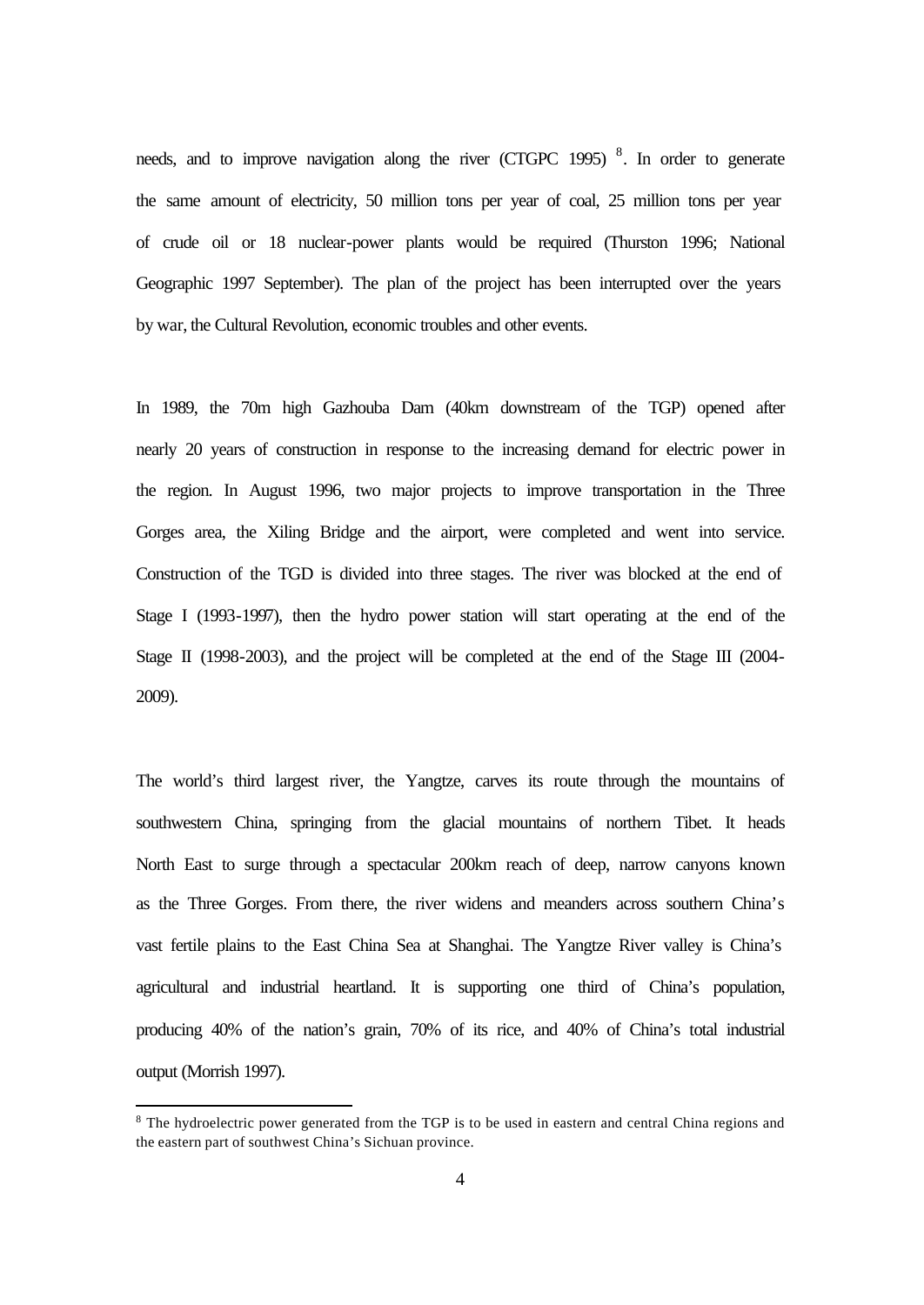needs, and to improve navigation along the river (CTGPC 1995) [8]. In order to generate the same amount of electricity, 50 million tons per year of coal, 25 million tons per year of crude oil or 18 nuclear-power plants would be required (Thurston 1996; National Geographic 1997 September). The plan of the project has been interrupted over the years by war, the Cultural Revolution, economic troubles and other events.

In 1989, the 70m high Gazhouba Dam (40km downstream of the TGP) opened after nearly 20 years of construction in response to the increasing demand for electric power in the region. In August 1996, two major projects to improve transportation in the Three Gorges area, the Xiling Bridge and the airport, were completed and went into service. Construction of the TGD is divided into three stages. The river was blocked at the end of Stage I (1993-1997), then the hydro power station will start operating at the end of the Stage II (1998-2003), and the project will be completed at the end of the Stage III (2004-2009).

The world's third largest river, the Yangtze, carves its route through the mountains of southwestern China, springing from the glacial mountains of northern Tibet. It heads North East to surge through a spectacular 200km reach of deep, narrow canyons known as the Three Gorges. From there, the river widens and meanders across southern China's vast fertile plains to the East China Sea at Shanghai. The Yangtze River valley is China's agricultural and industrial heartland. It is supporting one third of China's population, producing 40% of the nation's grain, 70% of its rice, and 40% of China's total industrial output (Morrish 1997).

[8] The hydroelectric power generated from the TGP is to be used in eastern and central China regions and the eastern part of southwest China's Sichuan province.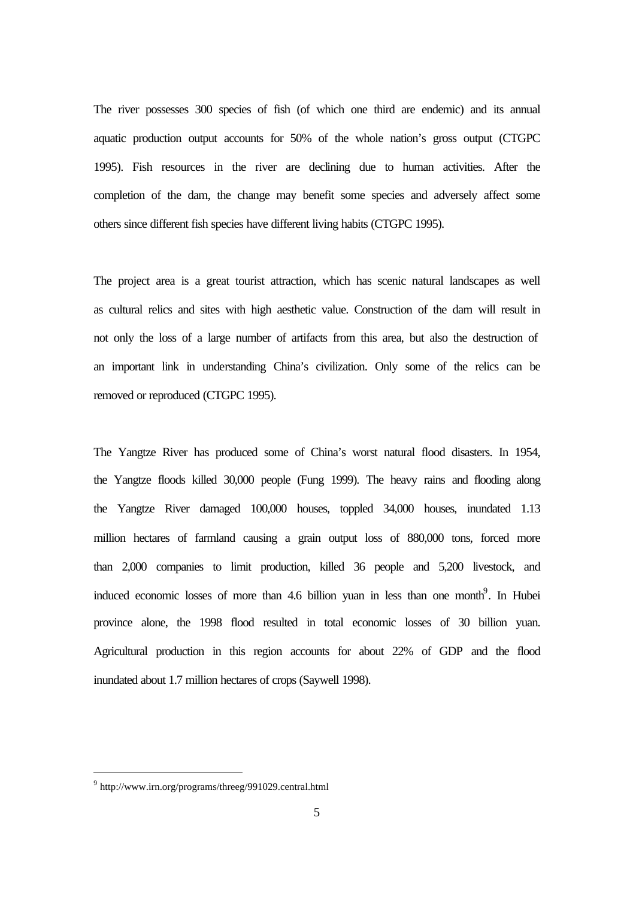The river possesses 300 species of fish (of which one third are endemic) and its annual aquatic production output accounts for 50% of the whole nation's gross output (CTGPC 1995). Fish resources in the river are declining due to human activities. After the completion of the dam, the change may benefit some species and adversely affect some others since different fish species have different living habits (CTGPC 1995).

The project area is a great tourist attraction, which has scenic natural landscapes as well as cultural relics and sites with high aesthetic value. Construction of the dam will result in not only the loss of a large number of artifacts from this area, but also the destruction of an important link in understanding China's civilization. Only some of the relics can be removed or reproduced (CTGPC 1995).

The Yangtze River has produced some of China's worst natural flood disasters. In 1954, the Yangtze floods killed 30,000 people (Fung 1999). The heavy rains and flooding along the Yangtze River damaged 100,000 houses, toppled 34,000 houses, inundated 1.13 million hectares of farmland causing a grain output loss of 880,000 tons, forced more than 2,000 companies to limit production, killed 36 people and 5,200 livestock, and induced economic losses of more than 4.6 billion yuan in less than one month[9]. In Hubei province alone, the 1998 flood resulted in total economic losses of 30 billion yuan. Agricultural production in this region accounts for about 22% of GDP and the flood inundated about 1.7 million hectares of crops (Saywell 1998).

---

[9] http://www.irn.org/programs/threeg/991029.central.html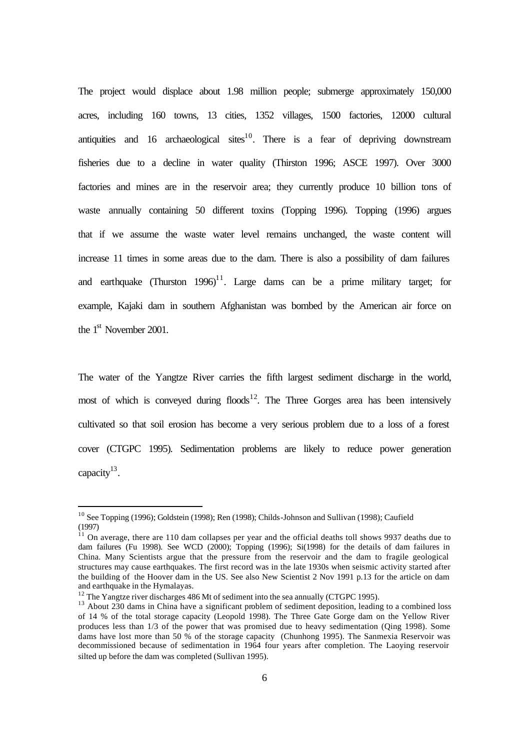The project would displace about 1.98 million people; submerge approximately 150,000 acres, including 160 towns, 13 cities, 1352 villages, 1500 factories, 12000 cultural antiquities and 16 archaeological sites[10]. There is a fear of depriving downstream fisheries due to a decline in water quality (Thirston 1996; ASCE 1997). Over 3000 factories and mines are in the reservoir area; they currently produce 10 billion tons of waste annually containing 50 different toxins (Topping 1996). Topping (1996) argues that if we assume the waste water level remains unchanged, the waste content will increase 11 times in some areas due to the dam. There is also a possibility of dam failures and earthquake (Thurston 1996)[11]. Large dams can be a prime military target; for example, Kajaki dam in southern Afghanistan was bombed by the American air force on the 1st November 2001.

The water of the Yangtze River carries the fifth largest sediment discharge in the world, most of which is conveyed during floods[12]. The Three Gorges area has been intensively cultivated so that soil erosion has become a very serious problem due to a loss of a forest cover (CTGPC 1995). Sedimentation problems are likely to reduce power generation capacity[13].

---

[10] See Topping (1996); Goldstein (1998); Ren (1998); Childs-Johnson and Sullivan (1998); Caufield (1997)

[11] On average, there are 110 dam collapses per year and the official deaths toll shows 9937 deaths due to dam failures (Fu 1998). See WCD (2000); Topping (1996); Si(1998) for the details of dam failures in China. Many Scientists argue that the pressure from the reservoir and the dam to fragile geological structures may cause earthquakes. The first record was in the late 1930s when seismic activity started after the building of the Hoover dam in the US. See also New Scientist 2 Nov 1991 p.13 for the article on dam and earthquake in the Hymalayas.

[12] The Yangtze river discharges 486 Mt of sediment into the sea annually (CTGPC 1995).

[13] About 230 dams in China have a significant problem of sediment deposition, leading to a combined loss of 14 % of the total storage capacity (Leopold 1998). The Three Gate Gorge dam on the Yellow River produces less than 1/3 of the power that was promised due to heavy sedimentation (Qing 1998). Some dams have lost more than 50 % of the storage capacity (Chunhong 1995). The Sanmexia Reservoir was decommissioned because of sedimentation in 1964 four years after completion. The Laoying reservoir silted up before the dam was completed (Sullivan 1995).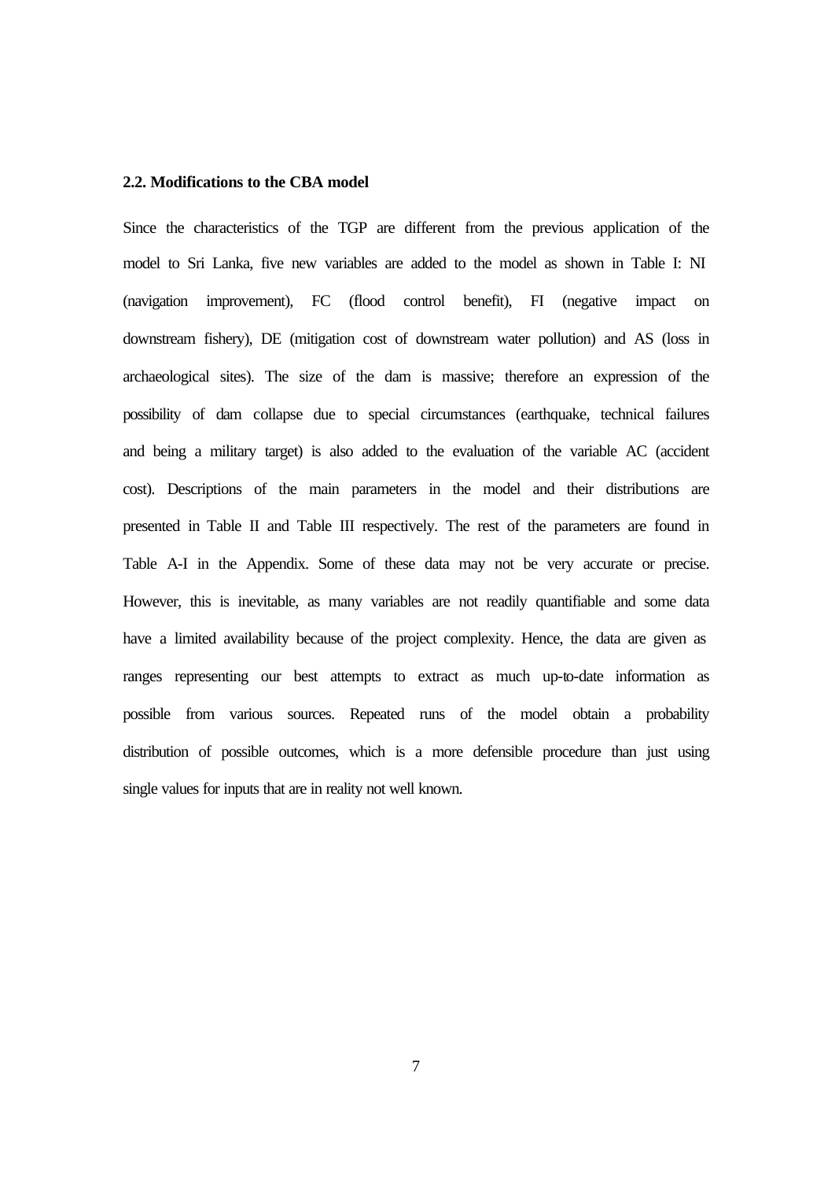### 2.2. Modifications to the CBA model

Since the characteristics of the TGP are different from the previous application of the model to Sri Lanka, five new variables are added to the model as shown in Table I: NI (navigation improvement), FC (flood control benefit), FI (negative impact on downstream fishery), DE (mitigation cost of downstream water pollution) and AS (loss in archaeological sites). The size of the dam is massive; therefore an expression of the possibility of dam collapse due to special circumstances (earthquake, technical failures and being a military target) is also added to the evaluation of the variable AC (accident cost). Descriptions of the main parameters in the model and their distributions are presented in Table II and Table III respectively. The rest of the parameters are found in Table A-I in the Appendix. Some of these data may not be very accurate or precise. However, this is inevitable, as many variables are not readily quantifiable and some data have a limited availability because of the project complexity. Hence, the data are given as ranges representing our best attempts to extract as much up-to-date information as possible from various sources. Repeated runs of the model obtain a probability distribution of possible outcomes, which is a more defensible procedure than just using single values for inputs that are in reality not well known.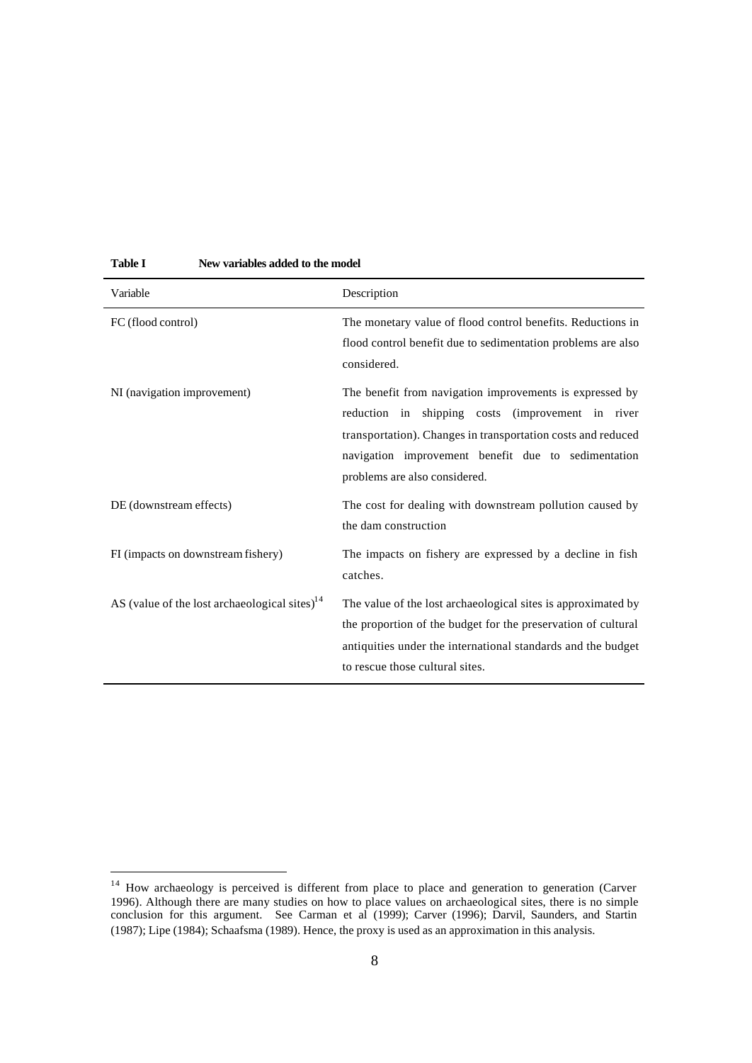**Table I New variables added to the model**

| Variable | Description |
|---|---|
| FC (flood control) | The monetary value of flood control benefits. Reductions in flood control benefit due to sedimentation problems are also considered. |
| NI (navigation improvement) | The benefit from navigation improvements is expressed by reduction in shipping costs (improvement in river transportation). Changes in transportation costs and reduced navigation improvement benefit due to sedimentation problems are also considered. |
| DE (downstream effects) | The cost for dealing with downstream pollution caused by the dam construction |
| FI (impacts on downstream fishery) | The impacts on fishery are expressed by a decline in fish catches. |
| AS (value of the lost archaeological sites)[14] | The value of the lost archaeological sites is approximated by the proportion of the budget for the preservation of cultural antiquities under the international standards and the budget to rescue those cultural sites. |

[14] How archaeology is perceived is different from place to place and generation to generation (Carver 1996). Although there are many studies on how to place values on archaeological sites, there is no simple conclusion for this argument. See Carman et al (1999); Carver (1996); Darvil, Saunders, and Startin (1987); Lipe (1984); Schaafsma (1989). Hence, the proxy is used as an approximation in this analysis.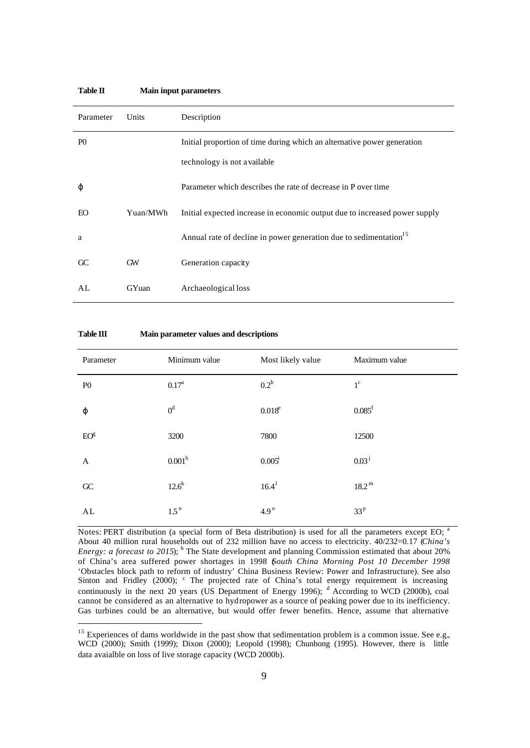**Table II Main input parameters**

| Parameter | Units | Description |
|---|---|---|
| P0 | | Initial proportion of time during which an alternative power generation technology is not available |
| $\phi$ | | Parameter which describes the rate of decrease in P over time |
| EO | Yuan/MWh | Initial expected increase in economic output due to increased power supply |
| a | | Annual rate of decline in power generation due to sedimentation[15] |
| GC | GW | Generation capacity |
| AL | GYuan | Archaeological loss |

**Table III Main parameter values and descriptions**

| Parameter | Minimum value | Most likely value | Maximum value |
|---|---|---|---|
| P0 | 0.17[a] | 0.2[b] | 1[c] |
| $\phi$ | 0[d] | 0.018[e] | 0.085[f] |
| EO[g] | 3200 | 7800 | 12500 |
| A | 0.001[h] | 0.005[i] | 0.03[j] |
| GC | 12.6[k] | 16.4[l] | 18.2[m] |
| AL | 1.5[n] | 4.9[o] | 33[p] |

Notes: PERT distribution (a special form of Beta distribution) is used for all the parameters except EO; [a] About 40 million rural households out of 232 million have no access to electricity. 40/232=0.17 (*China's Energy: a forecast to 2015*); [b] The State development and planning Commission estimated that about 20% of China's area suffered power shortages in 1998 (*South China Morning Post 10 December 1998* 'Obstacles block path to reform of industry' China Business Review: Power and Infrastructure). See also Sinton and Fridley (2000); [c] The projected rate of China's total energy requirement is increasing continuously in the next 20 years (US Department of Energy 1996); [d] According to WCD (2000b), coal cannot be considered as an alternative to hydropower as a source of peaking power due to its inefficiency. Gas turbines could be an alternative, but would offer fewer benefits. Hence, assume that alternative

[15] Experiences of dams worldwide in the past show that sedimentation problem is a common issue. See e.g., WCD (2000); Smith (1999); Dixon (2000); Leopold (1998); Chunhong (1995). However, there is little data avaialble on loss of live storage capacity (WCD 2000b).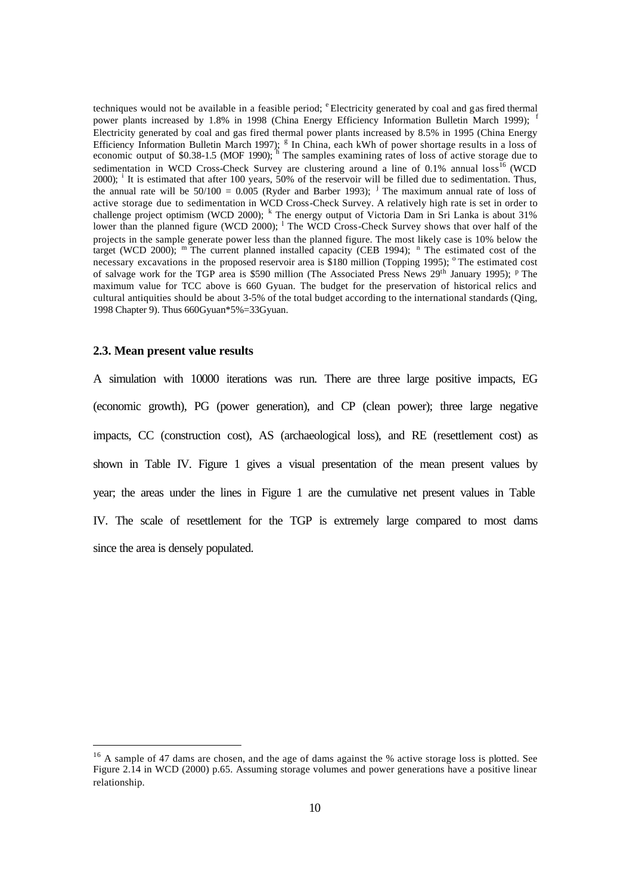techniques would not be available in a feasible period; [e] Electricity generated by coal and gas fired thermal power plants increased by 1.8% in 1998 (China Energy Efficiency Information Bulletin March 1999); [f] Electricity generated by coal and gas fired thermal power plants increased by 8.5% in 1995 (China Energy Efficiency Information Bulletin March 1997); [g] In China, each kWh of power shortage results in a loss of economic output of $0.38-1.5 (MOF 1990); [h] The samples examining rates of loss of active storage due to sedimentation in WCD Cross-Check Survey are clustering around a line of 0.1% annual loss[16] (WCD 2000); [i] It is estimated that after 100 years, 50% of the reservoir will be filled due to sedimentation. Thus, the annual rate will be 50/100 = 0.005 (Ryder and Barber 1993); [j] The maximum annual rate of loss of active storage due to sedimentation in WCD Cross-Check Survey. A relatively high rate is set in order to challenge project optimism (WCD 2000); [k] The energy output of Victoria Dam in Sri Lanka is about 31% lower than the planned figure (WCD 2000); [l] The WCD Cross-Check Survey shows that over half of the projects in the sample generate power less than the planned figure. The most likely case is 10% below the target (WCD 2000); [m] The current planned installed capacity (CEB 1994); [n] The estimated cost of the necessary excavations in the proposed reservoir area is $180 million (Topping 1995); [o] The estimated cost of salvage work for the TGP area is $590 million (The Associated Press News 29th January 1995); [p] The maximum value for TCC above is 660 Gyuan. The budget for the preservation of historical relics and cultural antiquities should be about 3-5% of the total budget according to the international standards (Qing, 1998 Chapter 9). Thus 660Gyuan*5%=33Gyuan.

### 2.3. Mean present value results

A simulation with 10000 iterations was run. There are three large positive impacts, EG (economic growth), PG (power generation), and CP (clean power); three large negative impacts, CC (construction cost), AS (archaeological loss), and RE (resettlement cost) as shown in Table IV. Figure 1 gives a visual presentation of the mean present values by year; the areas under the lines in Figure 1 are the cumulative net present values in Table IV. The scale of resettlement for the TGP is extremely large compared to most dams since the area is densely populated.

[16] A sample of 47 dams are chosen, and the age of dams against the % active storage loss is plotted. See Figure 2.14 in WCD (2000) p.65. Assuming storage volumes and power generations have a positive linear relationship.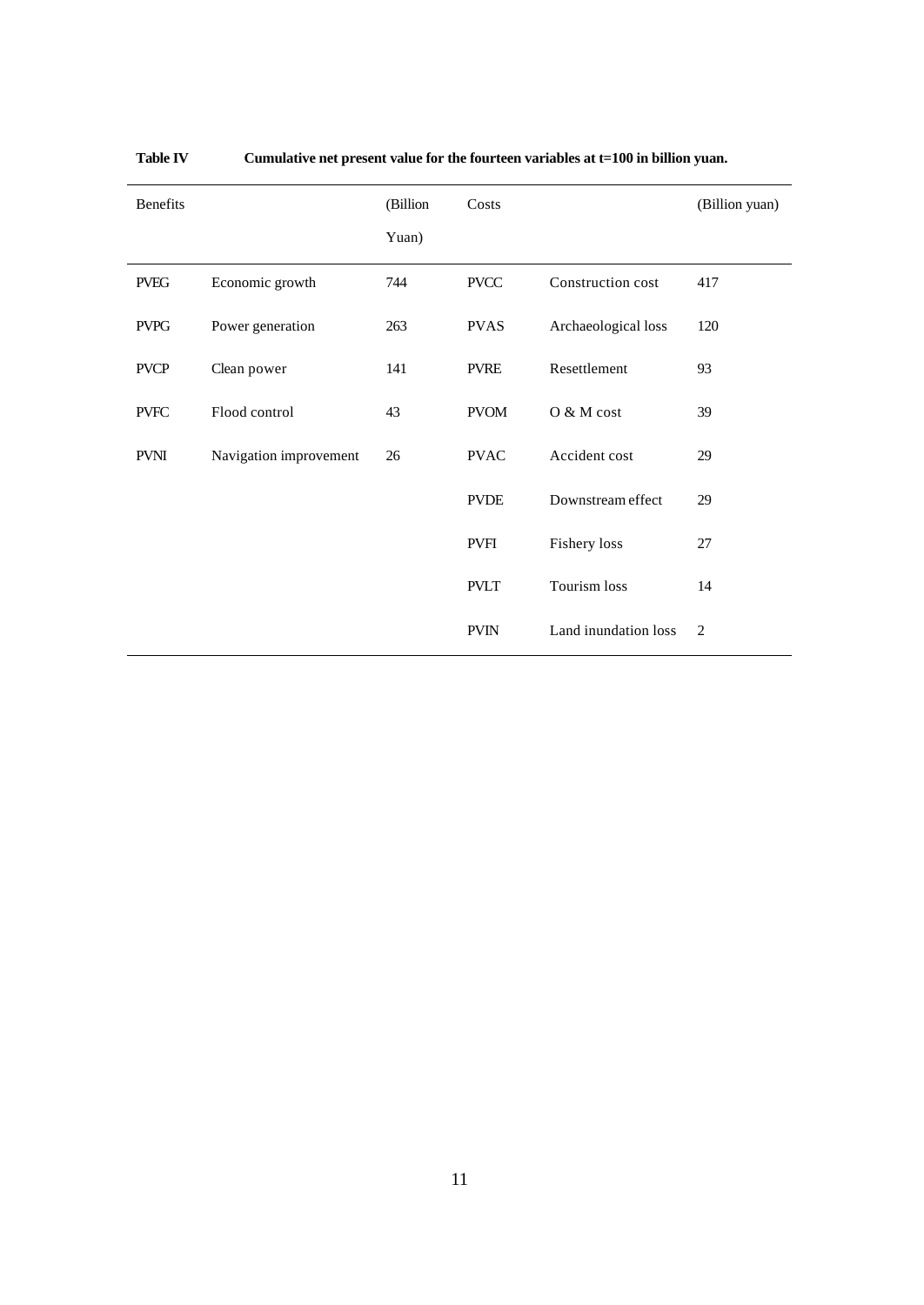**Table IV** **Cumulative net present value for the fourteen variables at t=100 in billion yuan.**

| Benefits | | (Billion Yuan) | Costs | | (Billion yuan) |
|---|---|---|---|---|---|
| PVEG | Economic growth | 744 | PVCC | Construction cost | 417 |
| PVPG | Power generation | 263 | PVAS | Archaeological loss | 120 |
| PVCP | Clean power | 141 | PVRE | Resettlement | 93 |
| PVFC | Flood control | 43 | PVOM | O & M cost | 39 |
| PVNI | Navigation improvement | 26 | PVAC | Accident cost | 29 |
| | | | PVDE | Downstream effect | 29 |
| | | | PVFI | Fishery loss | 27 |
| | | | PVLT | Tourism loss | 14 |
| | | | PVIN | Land inundation loss | 2 |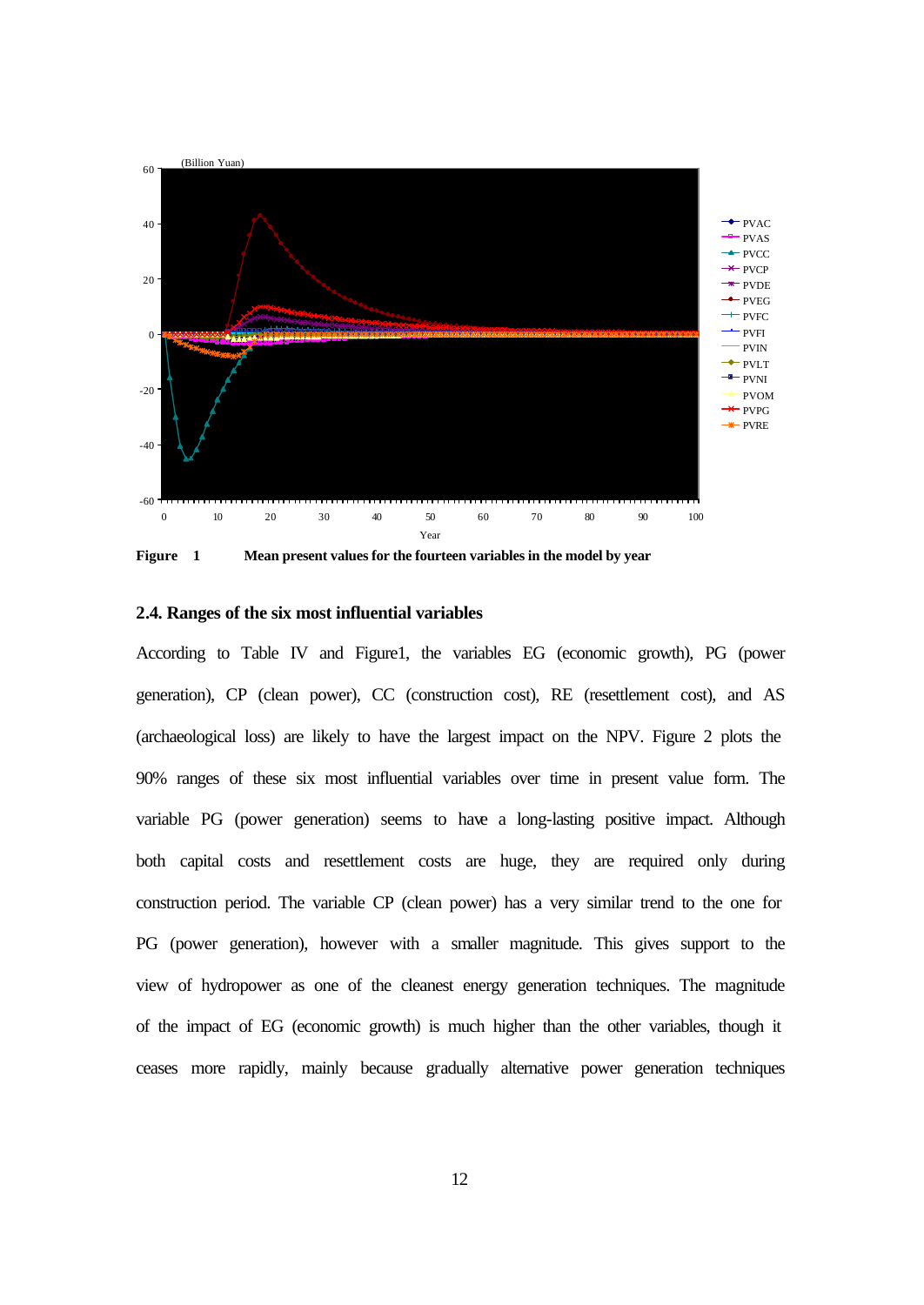**Figure 1** Mean present values for the fourteen variables in the model by year

### 2.4. Ranges of the six most influential variables

According to Table IV and Figure1, the variables EG (economic growth), PG (power generation), CP (clean power), CC (construction cost), RE (resettlement cost), and AS (archaeological loss) are likely to have the largest impact on the NPV. Figure 2 plots the 90% ranges of these six most influential variables over time in present value form. The variable PG (power generation) seems to have a long-lasting positive impact. Although both capital costs and resettlement costs are huge, they are required only during construction period. The variable CP (clean power) has a very similar trend to the one for PG (power generation), however with a smaller magnitude. This gives support to the view of hydropower as one of the cleanest energy generation techniques. The magnitude of the impact of EG (economic growth) is much higher than the other variables, though it ceases more rapidly, mainly because gradually alternative power generation techniques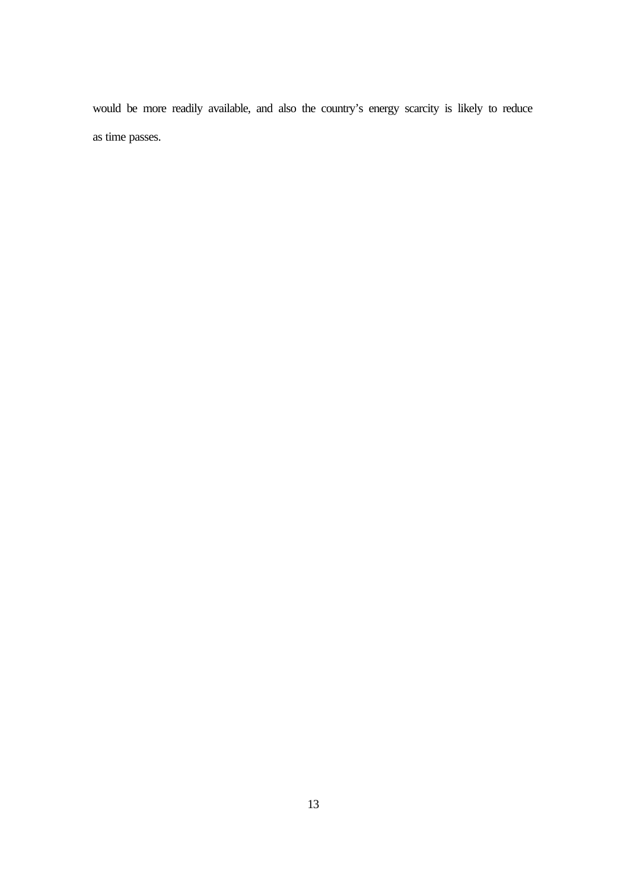would be more readily available, and also the country's energy scarcity is likely to reduce as time passes.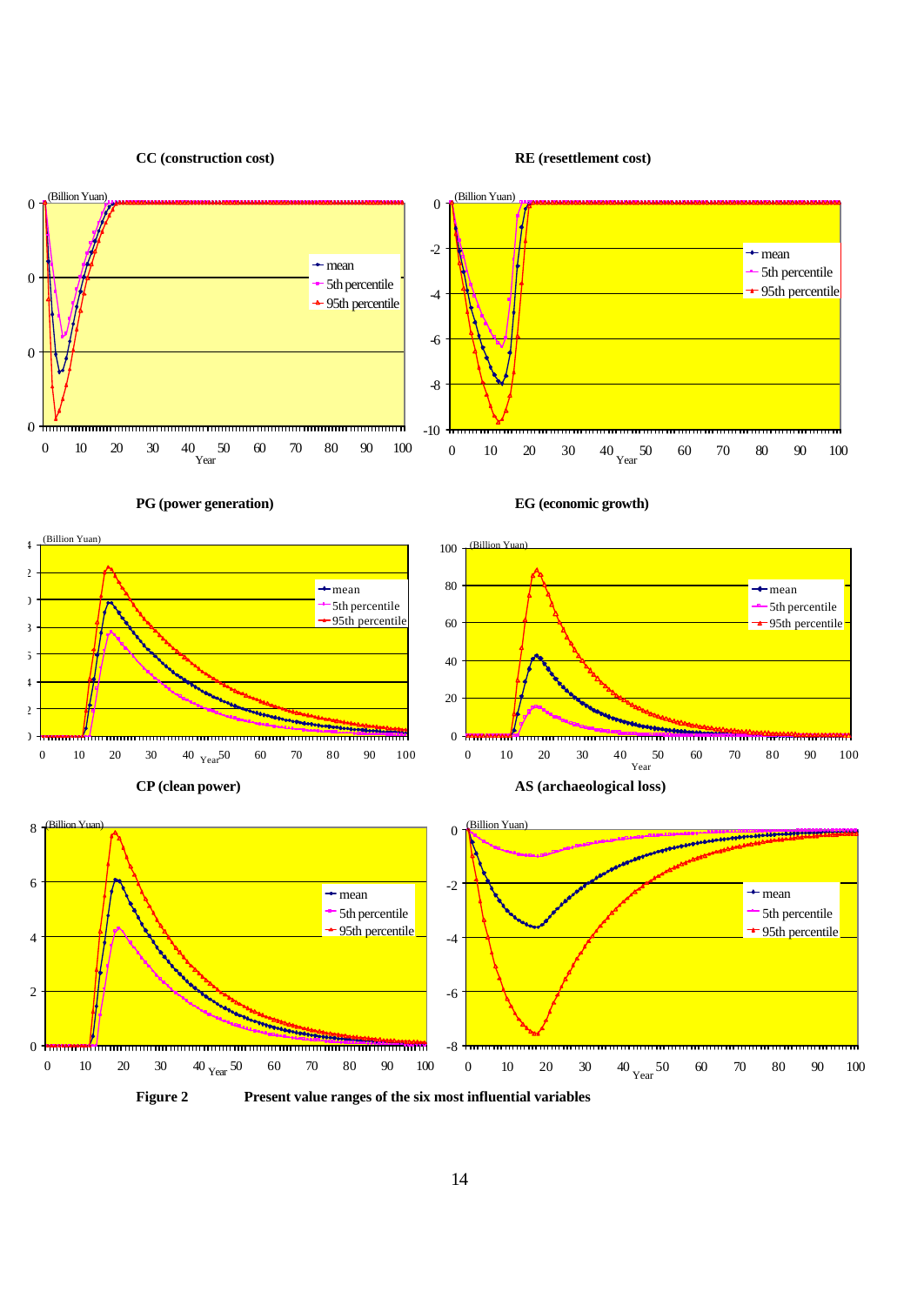**CC (construction cost)**

**RE (resettlement cost)**

**PG (power generation)**

**EG (economic growth)**

**CP (clean power)**

**AS (archaeological loss)**

**Figure 2** Present value ranges of the six most influential variables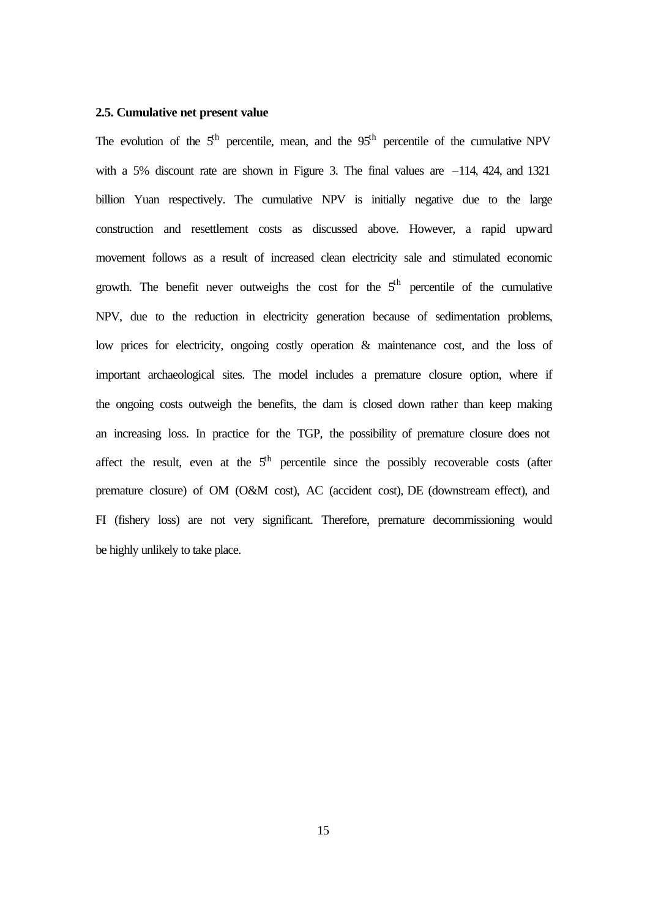### 2.5. Cumulative net present value

The evolution of the 5$^{th}$ percentile, mean, and the 95$^{th}$ percentile of the cumulative NPV with a 5% discount rate are shown in Figure 3. The final values are –114, 424, and 1321 billion Yuan respectively. The cumulative NPV is initially negative due to the large construction and resettlement costs as discussed above. However, a rapid upward movement follows as a result of increased clean electricity sale and stimulated economic growth. The benefit never outweighs the cost for the 5$^{th}$ percentile of the cumulative NPV, due to the reduction in electricity generation because of sedimentation problems, low prices for electricity, ongoing costly operation & maintenance cost, and the loss of important archaeological sites. The model includes a premature closure option, where if the ongoing costs outweigh the benefits, the dam is closed down rather than keep making an increasing loss. In practice for the TGP, the possibility of premature closure does not affect the result, even at the 5$^{th}$ percentile since the possibly recoverable costs (after premature closure) of OM (O&M cost), AC (accident cost), DE (downstream effect), and FI (fishery loss) are not very significant. Therefore, premature decommissioning would be highly unlikely to take place.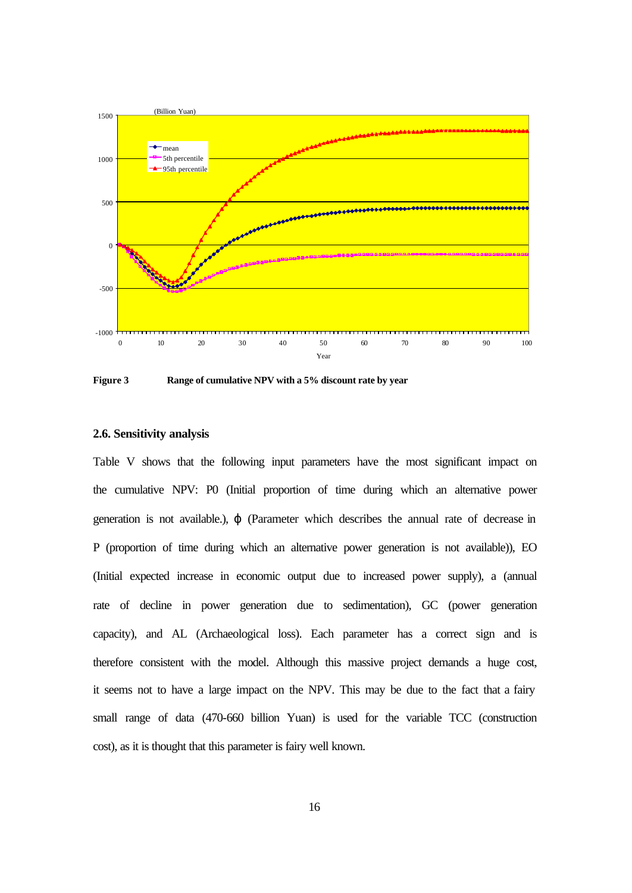**Figure 3** Range of cumulative NPV with a 5% discount rate by year

### 2.6. Sensitivity analysis

Table V shows that the following input parameters have the most significant impact on the cumulative NPV: P0 (Initial proportion of time during which an alternative power generation is not available.), $\varphi$ (Parameter which describes the annual rate of decrease in P (proportion of time during which an alternative power generation is not available)), EO (Initial expected increase in economic output due to increased power supply), a (annual rate of decline in power generation due to sedimentation), GC (power generation capacity), and AL (Archaeological loss). Each parameter has a correct sign and is therefore consistent with the model. Although this massive project demands a huge cost, it seems not to have a large impact on the NPV. This may be due to the fact that a fairy small range of data (470-660 billion Yuan) is used for the variable TCC (construction cost), as it is thought that this parameter is fairy well known.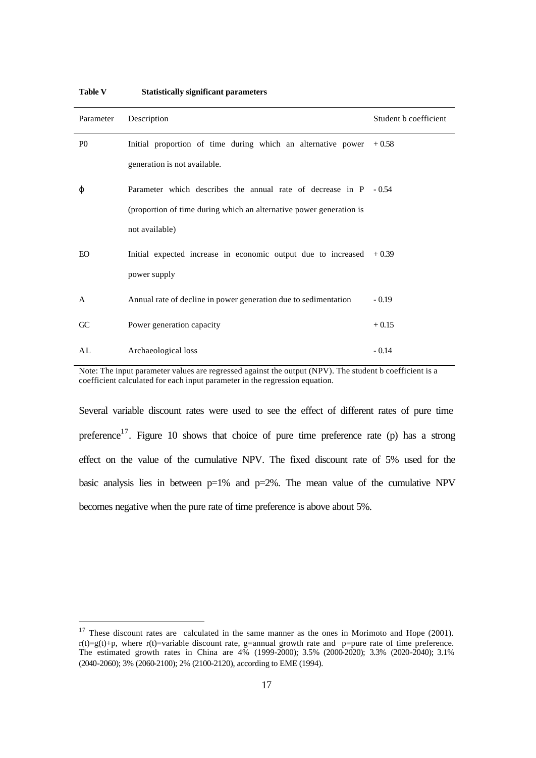**Table V** **Statistically significant parameters**

| Parameter | Description | Student b coefficient |
|---|---|---|
| P0 | Initial proportion of time during which an alternative power generation is not available. | + 0.58 |
| ϕ | Parameter which describes the annual rate of decrease in P (proportion of time during which an alternative power generation is not available) | - 0.54 |
| EO | Initial expected increase in economic output due to increased power supply | + 0.39 |
| A | Annual rate of decline in power generation due to sedimentation | - 0.19 |
| GC | Power generation capacity | + 0.15 |
| AL | Archaeological loss | - 0.14 |

Note: The input parameter values are regressed against the output (NPV). The student b coefficient is a coefficient calculated for each input parameter in the regression equation.

Several variable discount rates were used to see the effect of different rates of pure time preference[17]. Figure 10 shows that choice of pure time preference rate (p) has a strong effect on the value of the cumulative NPV. The fixed discount rate of 5% used for the basic analysis lies in between p=1% and p=2%. The mean value of the cumulative NPV becomes negative when the pure rate of time preference is above about 5%.

[17] These discount rates are calculated in the same manner as the ones in Morimoto and Hope (2001). $r(t)=g(t)+p$, where $r(t)$=variable discount rate, g=annual growth rate and p=pure rate of time preference. The estimated growth rates in China are 4% (1999-2000); 3.5% (2000-2020); 3.3% (2020-2040); 3.1% (2040-2060); 3% (2060-2100); 2% (2100-2120), according to EME (1994).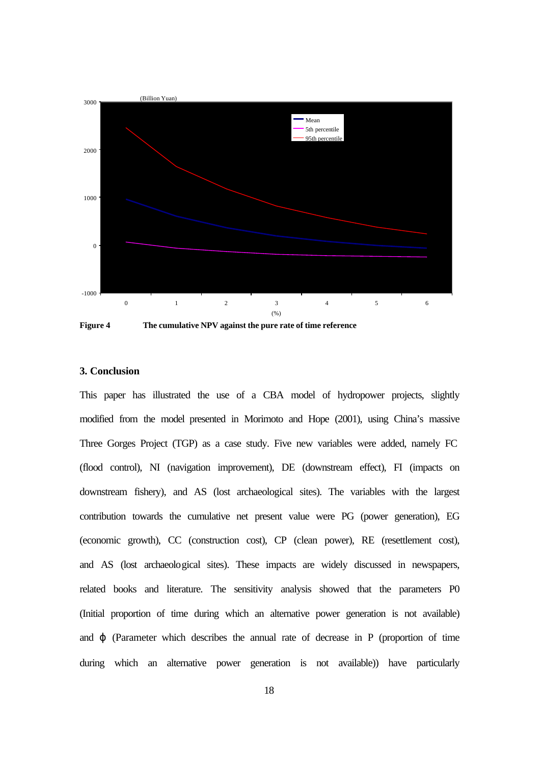**Figure 4** The cumulative NPV against the pure rate of time reference

## 3. Conclusion

This paper has illustrated the use of a CBA model of hydropower projects, slightly modified from the model presented in Morimoto and Hope (2001), using China's massive Three Gorges Project (TGP) as a case study. Five new variables were added, namely FC (flood control), NI (navigation improvement), DE (downstream effect), FI (impacts on downstream fishery), and AS (lost archaeological sites). The variables with the largest contribution towards the cumulative net present value were PG (power generation), EG (economic growth), CC (construction cost), CP (clean power), RE (resettlement cost), and AS (lost archaeological sites). These impacts are widely discussed in newspapers, related books and literature. The sensitivity analysis showed that the parameters P0 (Initial proportion of time during which an alternative power generation is not available) and $\varphi$ (Parameter which describes the annual rate of decrease in P (proportion of time during which an alternative power generation is not available)) have particularly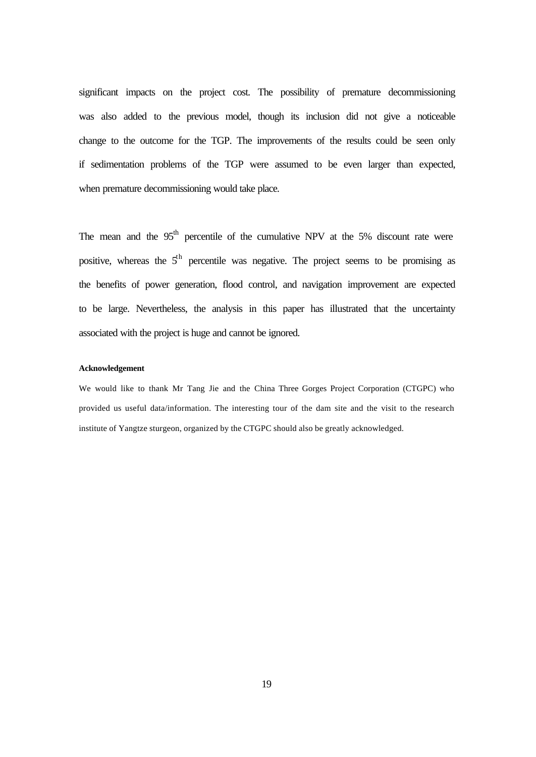significant impacts on the project cost. The possibility of premature decommissioning was also added to the previous model, though its inclusion did not give a noticeable change to the outcome for the TGP. The improvements of the results could be seen only if sedimentation problems of the TGP were assumed to be even larger than expected, when premature decommissioning would take place.

The mean and the $95^{th}$ percentile of the cumulative NPV at the 5% discount rate were positive, whereas the $5^{th}$ percentile was negative. The project seems to be promising as the benefits of power generation, flood control, and navigation improvement are expected to be large. Nevertheless, the analysis in this paper has illustrated that the uncertainty associated with the project is huge and cannot be ignored.

**Acknowledgement**

We would like to thank Mr Tang Jie and the China Three Gorges Project Corporation (CTGPC) who provided us useful data/information. The interesting tour of the dam site and the visit to the research institute of Yangtze sturgeon, organized by the CTGPC should also be greatly acknowledged.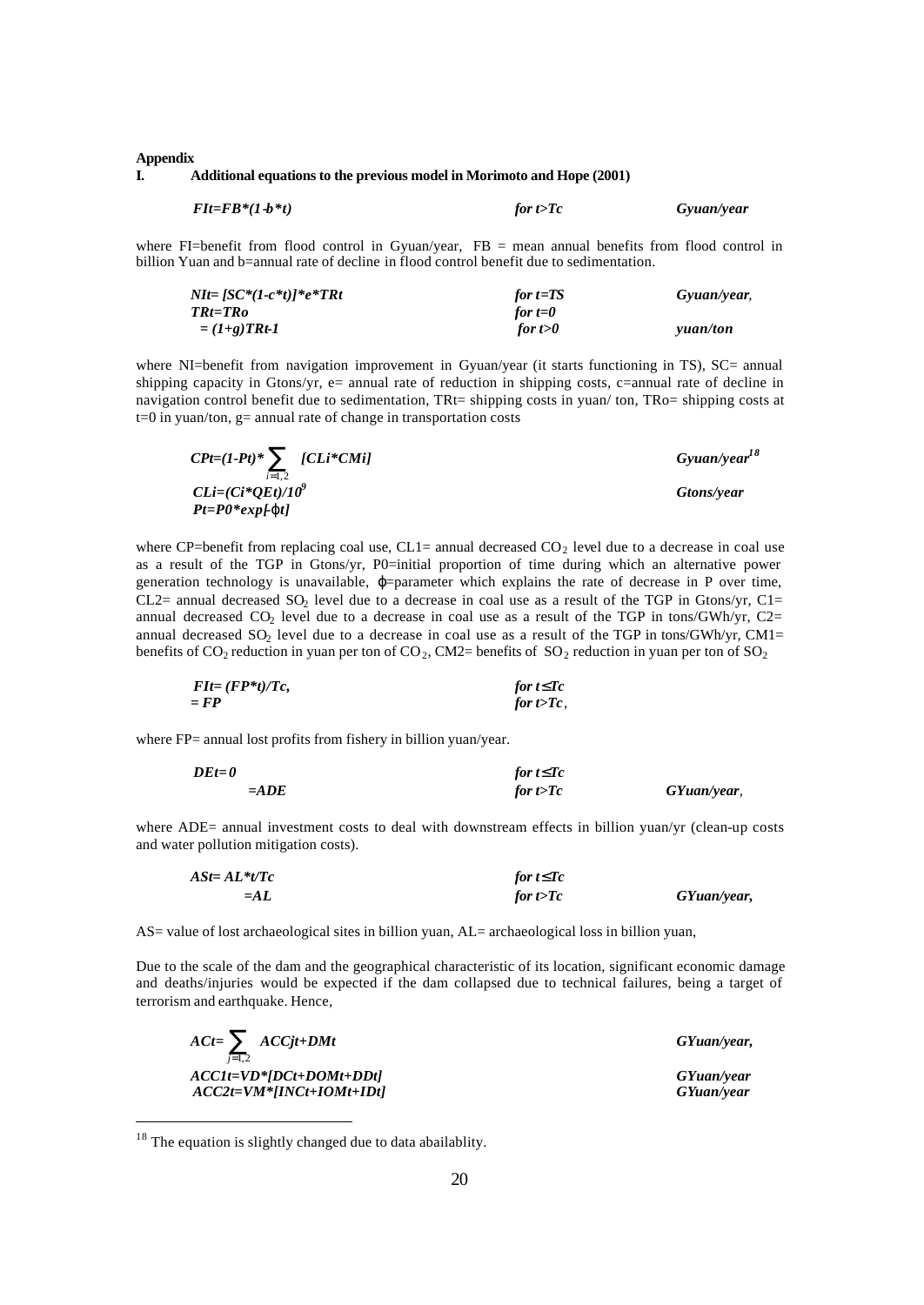**Appendix**

**I. Additional equations to the previous model in Morimoto and Hope (2001)**

$$FI_t = FB*(1-b*t) \quad \text{for } t>Tc \quad \text{Gyuan/year}$$

where FI=benefit from flood control in Gyuan/year, FB = mean annual benefits from flood control in billion Yuan and b=annual rate of decline in flood control benefit due to sedimentation.

$$NI_t = [SC*(1-c*t)]*e*TR_t \quad \text{for } t=TS \quad \text{Gyuan/year,}$$

$$TR_t = TR_o \quad \text{for } t=0$$

$$= (1+g)TR_{t-1} \quad \text{for } t>0 \quad \text{yuan/ton}$$

where NI=benefit from navigation improvement in Gyuan/year (it starts functioning in TS), SC= annual shipping capacity in Gtons/yr, e= annual rate of reduction in shipping costs, c=annual rate of decline in navigation control benefit due to sedimentation, TRt= shipping costs in yuan/ ton, TRo= shipping costs at t=0 in yuan/ton, g= annual rate of change in transportation costs

$$CP_t = (1-P_t)*\sum_{i=1,2}[CL_i*CM_i] \quad \text{Gyuan/year}$$[18]

$$CL_i = (C_i*QE_t)/10^9 \quad \text{Gtons/year}$$

$$P_t = P0*exp[-\varphi t]$$

where CP=benefit from replacing coal use, CL1= annual decreased $CO_2$ level due to a decrease in coal use as a result of the TGP in Gtons/yr, P0=initial proportion of time during which an alternative power generation technology is unavailable, $\varphi$=parameter which explains the rate of decrease in P over time, CL2= annual decreased $SO_2$ level due to a decrease in coal use as a result of the TGP in Gtons/yr, C1= annual decreased $CO_2$ level due to a decrease in coal use as a result of the TGP in tons/GWh/yr, C2= annual decreased $SO_2$ level due to a decrease in coal use as a result of the TGP in tons/GWh/yr, CM1= benefits of $CO_2$ reduction in yuan per ton of $CO_2$, CM2= benefits of $SO_2$ reduction in yuan per ton of $SO_2$

$$FI_t = (FP*t)/Tc, \quad \text{for } t\leq Tc$$

$$= FP \quad \text{for } t>Tc,$$

where FP= annual lost profits from fishery in billion yuan/year.

$$DE_t = 0 \quad \text{for } t\leq Tc$$

$$= ADE \quad \text{for } t>Tc \quad \text{GYuan/year,}$$

where ADE= annual investment costs to deal with downstream effects in billion yuan/yr (clean-up costs and water pollution mitigation costs).

$$AS_t = AL*t/Tc \quad \text{for } t\leq Tc$$

$$= AL \quad \text{for } t>Tc \quad \text{GYuan/year,}$$

AS= value of lost archaeological sites in billion yuan, AL= archaeological loss in billion yuan,

Due to the scale of the dam and the geographical characteristic of its location, significant economic damage and deaths/injuries would be expected if the dam collapsed due to technical failures, being a target of terrorism and earthquake. Hence,

$$AC_t = \sum_{j=1,2} ACC_{jt} + DM_t \quad \text{GYuan/year,}$$

$$ACC1_t = VD*[DC_t + DOM_t + DD_t] \quad \text{GYuan/year}$$

$$ACC2_t = VM*[INC_t + IOM_t + ID_t] \quad \text{GYuan/year}$$

[18] The equation is slightly changed due to data abailablity.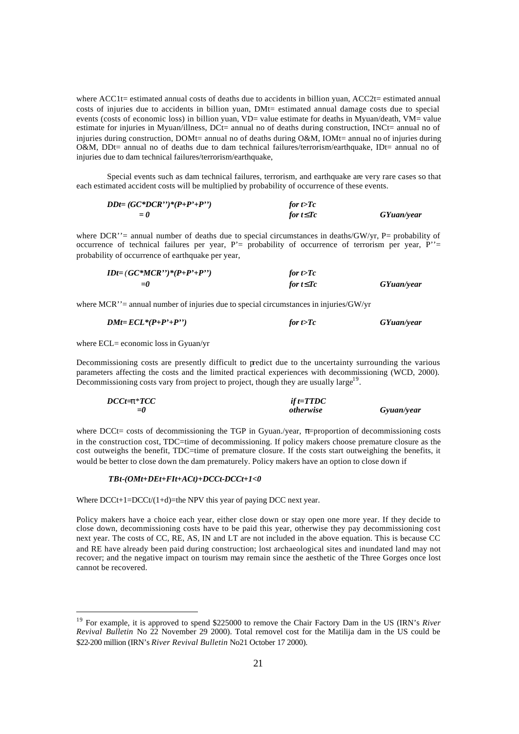where $ACC1_t$= estimated annual costs of deaths due to accidents in billion yuan, $ACC2_t$= estimated annual costs of injuries due to accidents in billion yuan, $DM_t$= estimated annual damage costs due to special events (costs of economic loss) in billion yuan, VD= value estimate for deaths in Myuan/death, VM= value estimate for injuries in Myuan/illness, $DC_t$= annual no of deaths during construction, $INC_t$= annual no of injuries during construction, $DOM_t$= annual no of deaths during O&M, $IOM_t$= annual no of injuries during O&M, $DD_t$= annual no of deaths due to dam technical failures/terrorism/earthquake, $ID_t$= annual no of injuries due to dam technical failures/terrorism/earthquake,

Special events such as dam technical failures, terrorism, and earthquake are very rare cases so that each estimated accident costs will be multiplied by probability of occurrence of these events.

$$DDt = (GC*DCR'')*(P+P'+P'') \quad \text{for } t>Tc$$
$$= 0 \quad \text{for } t \le Tc \quad \text{GYuan/year}$$

where DCR''= annual number of deaths due to special circumstances in deaths/GW/yr, P= probability of occurrence of technical failures per year, P'= probability of occurrence of terrorism per year, P''= probability of occurrence of earthquake per year,

$$IDt = (GC*MCR'')*(P+P'+P'') \quad \text{for } t>Tc$$
$$=0 \quad \text{for } t \le Tc \quad \text{GYuan/year}$$

where MCR''= annual number of injuries due to special circumstances in injuries/GW/yr

$$DMt = ECL*(P+P'+P'') \quad \text{for } t>Tc \quad \text{GYuan/year}$$

where ECL= economic loss in Gyuan/yr

Decommissioning costs are presently difficult to predict due to the uncertainty surrounding the various parameters affecting the costs and the limited practical experiences with decommissioning (WCD, 2000). Decommissioning costs vary from project to project, though they are usually large[19].

$$DCCt = \pi*TCC \quad \text{if } t=TTDC$$
$$=0 \quad \text{otherwise} \quad \text{Gyuan/year}$$

where DCCt= costs of decommissioning the TGP in Gyuan./year, $\pi$=proportion of decommissioning costs in the construction cost, TDC=time of decommissioning. If policy makers choose premature closure as the cost outweighs the benefit, TDC=time of premature closure. If the costs start outweighing the benefits, it would be better to close down the dam prematurely. Policy makers have an option to close down if

$$TBt-(OMt+DEt+FIt+ACt)+DCCt-DCCt+1<0$$

Where DCCt+1=DCCt/(1+d)=the NPV this year of paying DCC next year.

Policy makers have a choice each year, either close down or stay open one more year. If they decide to close down, decommissioning costs have to be paid this year, otherwise they pay decommissioning cost next year. The costs of CC, RE, AS, IN and LT are not included in the above equation. This is because CC and RE have already been paid during construction; lost archaeological sites and inundated land may not recover; and the negative impact on tourism may remain since the aesthetic of the Three Gorges once lost cannot be recovered.

---

[19] For example, it is approved to spend $225000 to remove the Chair Factory Dam in the US (IRN's *River Revival Bulletin* No 22 November 29 2000). Total removel cost for the Matilija dam in the US could be $22-200 million (IRN's *River Revival Bulletin* No21 October 17 2000).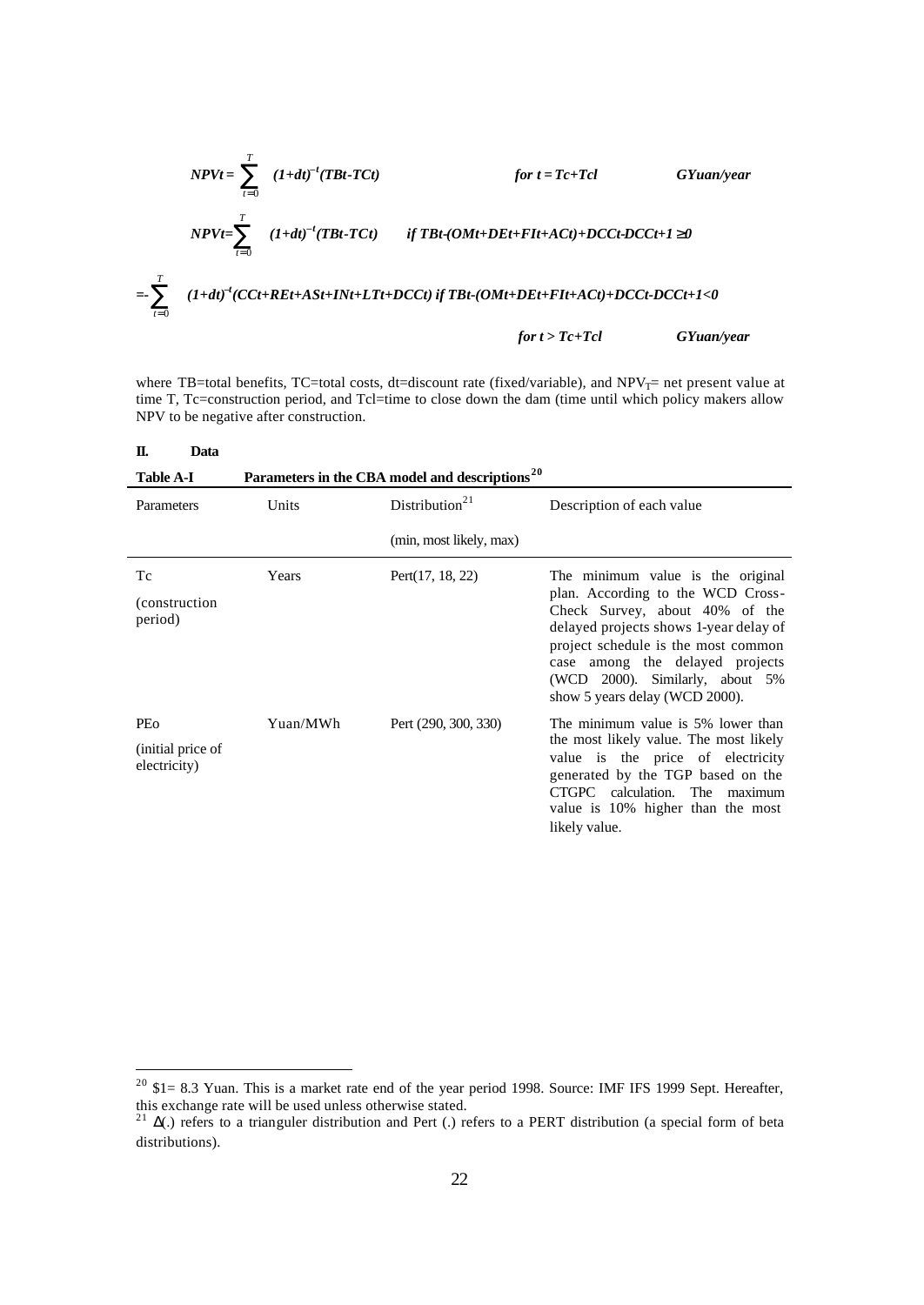$$NPV_t = \sum_{t=0}^{T} (1+d_t)^{-t}(TB_t - TC_t) \qquad \text{for } t = T_c + T_{cl} \qquad GYuan/year$$

$$NPV_t = \sum_{t=0}^{T} (1+d_t)^{-t}(TB_t - TC_t) \qquad \text{if } TB_t - (OM_t + DE_t + FI_t + AC_t) + DCC_t - DCC_{t+1} \geq 0$$

$$= -\sum_{t=0}^{T} (1+d_t)^{-t}(CC_t + RE_t + AS_t + IN_t + LT_t + DCC_t) \text{ if } TB_t - (OM_t + DE_t + FI_t + AC_t) + DCC_t - DCC_{t+1} < 0$$

$$\text{for } t > T_c + T_{cl} \qquad GYuan/year$$

where TB=total benefits, TC=total costs, dt=discount rate (fixed/variable), and $NPV_T$= net present value at time T, Tc=construction period, and Tcl=time to close down the dam (time until which policy makers allow NPV to be negative after construction.

**II. Data**

**Table A-I Parameters in the CBA model and descriptions[20]**

| Parameters | Units | Distribution[21] (min, most likely, max) | Description of each value |
|---|---|---|---|
| Tc (construction period) | Years | Pert(17, 18, 22) | The minimum value is the original plan. According to the WCD Cross-Check Survey, about 40% of the delayed projects shows 1-year delay of project schedule is the most common case among the delayed projects (WCD 2000). Similarly, about 5% show 5 years delay (WCD 2000). |
| PEo (initial price of electricity) | Yuan/MWh | Pert (290, 300, 330) | The minimum value is 5% lower than the most likely value. The most likely value is the price of electricity generated by the TGP based on the CTGPC calculation. The maximum value is 10% higher than the most likely value. |

[20] $1= 8.3 Yuan. This is a market rate end of the year period 1998. Source: IMF IFS 1999 Sept. Hereafter, this exchange rate will be used unless otherwise stated.

[21] Δ(.) refers to a trianguler distribution and Pert (.) refers to a PERT distribution (a special form of beta distributions).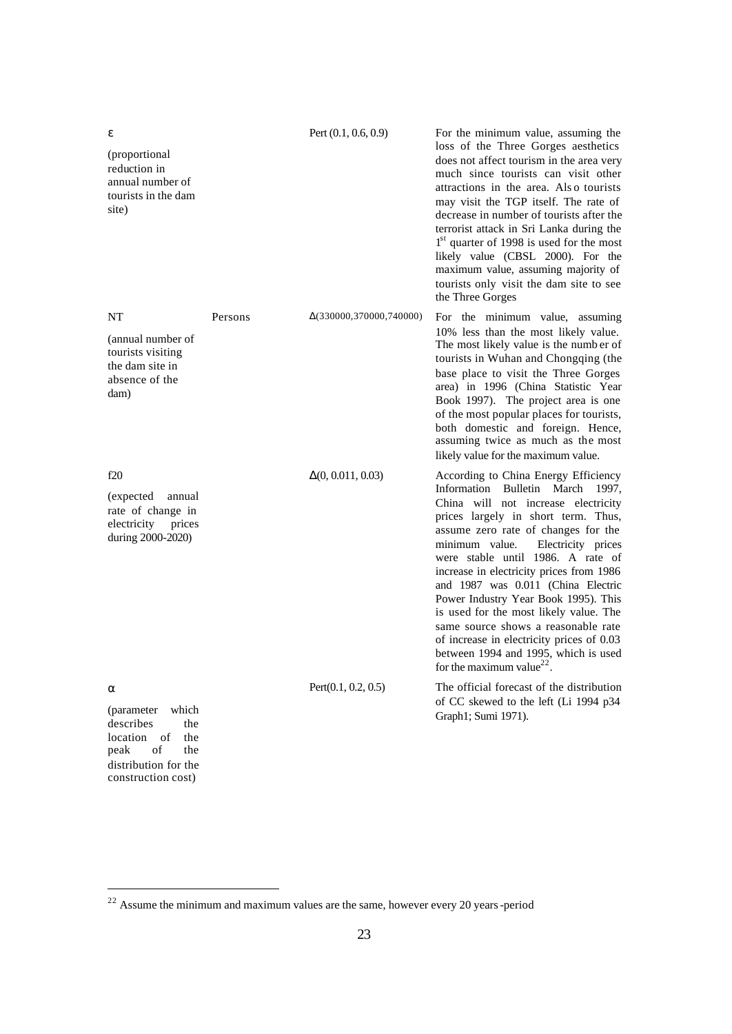| | | | |
|---|---|---|---|
| $\varepsilon$ (proportional reduction in annual number of tourists in the dam site) | | Pert (0.1, 0.6, 0.9) | For the minimum value, assuming the loss of the Three Gorges aesthetics does not affect tourism in the area very much since tourists can visit other attractions in the area. Also tourists may visit the TGP itself. The rate of decrease in number of tourists after the terrorist attack in Sri Lanka during the 1st quarter of 1998 is used for the most likely value (CBSL 2000). For the maximum value, assuming majority of tourists only visit the dam site to see the Three Gorges |
| NT (annual number of tourists visiting the dam site in absence of the dam) | Persons | $\Delta$(330000,370000,740000) | For the minimum value, assuming 10% less than the most likely value. The most likely value is the number of tourists in Wuhan and Chongqing (the base place to visit the Three Gorges area) in 1996 (China Statistic Year Book 1997). The project area is one of the most popular places for tourists, both domestic and foreign. Hence, assuming twice as much as the most likely value for the maximum value. |
| f20 (expected annual rate of change in electricity prices during 2000-2020) | | $\Delta$(0, 0.011, 0.03) | According to China Energy Efficiency Information Bulletin March 1997, China will not increase electricity prices largely in short term. Thus, assume zero rate of changes for the minimum value. Electricity prices were stable until 1986. A rate of increase in electricity prices from 1986 and 1987 was 0.011 (China Electric Power Industry Year Book 1995). This is used for the most likely value. The same source shows a reasonable rate of increase in electricity prices of 0.03 between 1994 and 1995, which is used for the maximum value[22]. |
| $\alpha$ (parameter which describes the location of the peak of the distribution for the construction cost) | | Pert(0.1, 0.2, 0.5) | The official forecast of the distribution of CC skewed to the left (Li 1994 p34 Graph1; Sumi 1971). |

[22] Assume the minimum and maximum values are the same, however every 20 years-period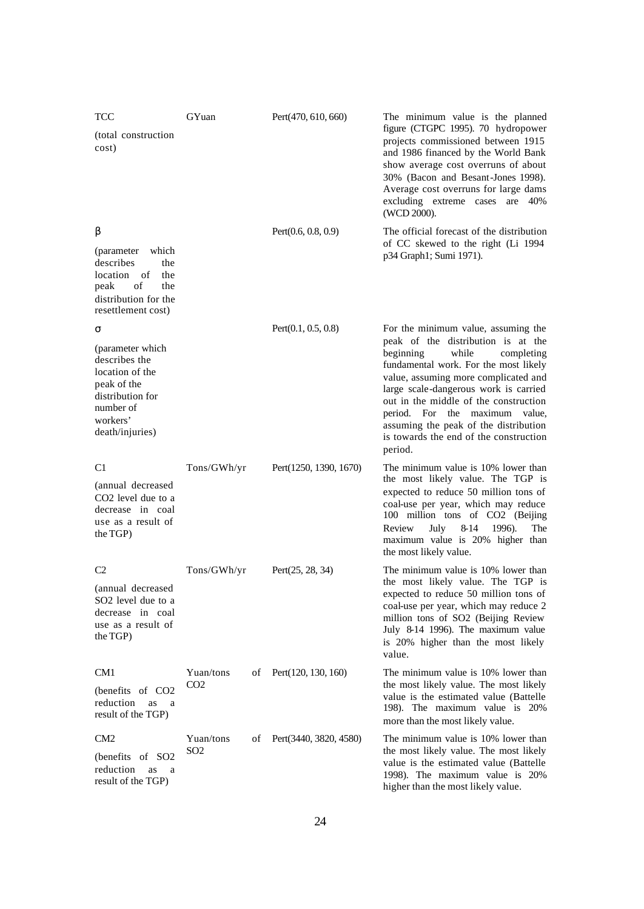| | | | |
|---|---|---|---|
| TCC (total construction cost) | GYuan | Pert(470, 610, 660) | The minimum value is the planned figure (CTGPC 1995). 70 hydropower projects commissioned between 1915 and 1986 financed by the World Bank show average cost overruns of about 30% (Bacon and Besant-Jones 1998). Average cost overruns for large dams excluding extreme cases are 40% (WCD 2000). |
| $\beta$ (parameter which describes the location of the peak of the distribution for the resettlement cost) | | Pert(0.6, 0.8, 0.9) | The official forecast of the distribution of CC skewed to the right (Li 1994 p34 Graph1; Sumi 1971). |
| $\sigma$ (parameter which describes the location of the peak of the distribution for number of workers' death/injuries) | | Pert(0.1, 0.5, 0.8) | For the minimum value, assuming the peak of the distribution is at the beginning while completing fundamental work. For the most likely value, assuming more complicated and large scale-dangerous work is carried out in the middle of the construction period. For the maximum value, assuming the peak of the distribution is towards the end of the construction period. |
| C1 (annual decreased $CO_2$ level due to a decrease in coal use as a result of the TGP) | Tons/GWh/yr | Pert(1250, 1390, 1670) | The minimum value is 10% lower than the most likely value. The TGP is expected to reduce 50 million tons of coal-use per year, which may reduce 100 million tons of $CO_2$ (Beijing Review July 8-14 1996). The maximum value is 20% higher than the most likely value. |
| C2 (annual decreased $SO_2$ level due to a decrease in coal use as a result of the TGP) | Tons/GWh/yr | Pert(25, 28, 34) | The minimum value is 10% lower than the most likely value. The TGP is expected to reduce 50 million tons of coal-use per year, which may reduce 2 million tons of $SO_2$ (Beijing Review July 8-14 1996). The maximum value is 20% higher than the most likely value. |
| CM1 (benefits of $CO_2$ reduction as a result of the TGP) | Yuan/tons of $CO_2$ | Pert(120, 130, 160) | The minimum value is 10% lower than the most likely value. The most likely value is the estimated value (Battelle 198). The maximum value is 20% more than the most likely value. |
| CM2 (benefits of $SO_2$ reduction as a result of the TGP) | Yuan/tons of $SO_2$ | Pert(3440, 3820, 4580) | The minimum value is 10% lower than the most likely value. The most likely value is the estimated value (Battelle 1998). The maximum value is 20% higher than the most likely value. |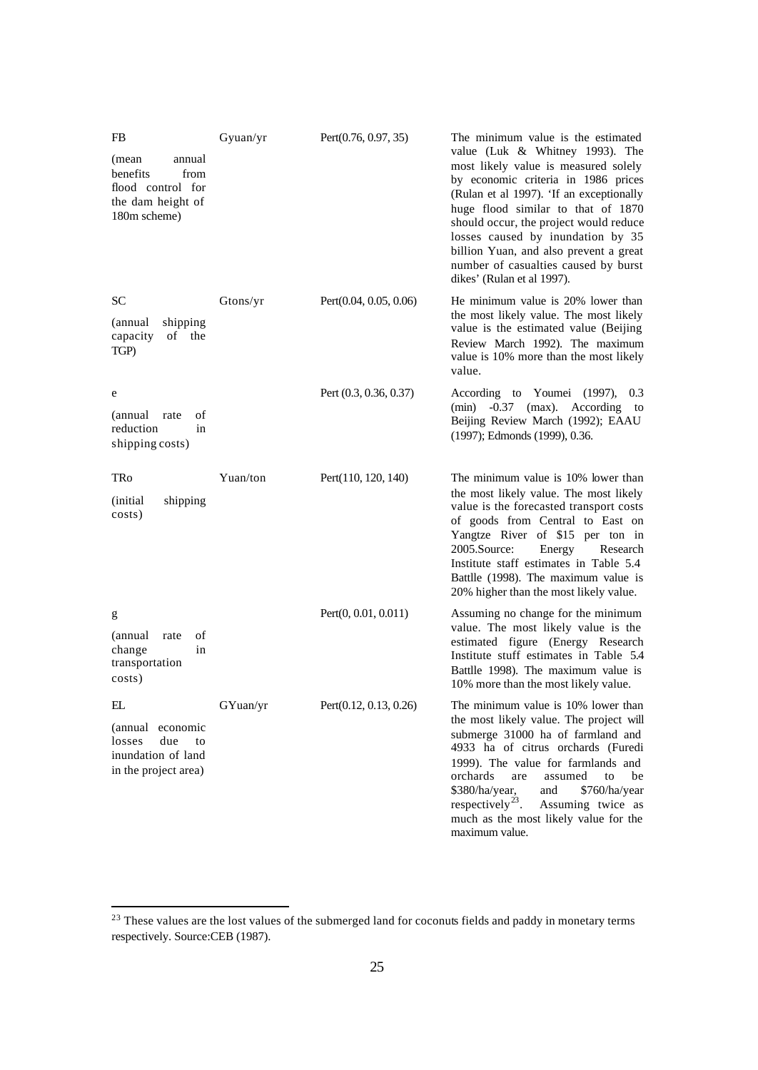| | | | |
|---|---|---|---|
| FB (mean annual benefits from flood control for the dam height of 180m scheme) | Gyuan/yr | Pert(0.76, 0.97, 35) | The minimum value is the estimated value (Luk & Whitney 1993). The most likely value is measured solely by economic criteria in 1986 prices (Rulan et al 1997). 'If an exceptionally huge flood similar to that of 1870 should occur, the project would reduce losses caused by inundation by 35 billion Yuan, and also prevent a great number of casualties caused by burst dikes' (Rulan et al 1997). |
| SC (annual shipping capacity of the TGP) | Gtons/yr | Pert(0.04, 0.05, 0.06) | He minimum value is 20% lower than the most likely value. The most likely value is the estimated value (Beijing Review March 1992). The maximum value is 10% more than the most likely value. |
| e (annual rate of reduction in shipping costs) | | Pert (0.3, 0.36, 0.37) | According to Youmei (1997), 0.3 (min) -0.37 (max). According to Beijing Review March (1992); EAAU (1997); Edmonds (1999), 0.36. |
| TRo (initial shipping costs) | Yuan/ton | Pert(110, 120, 140) | The minimum value is 10% lower than the most likely value. The most likely value is the forecasted transport costs of goods from Central to East on Yangtze River of $15 per ton in 2005.Source: Energy Research Institute staff estimates in Table 5.4 Battlle (1998). The maximum value is 20% higher than the most likely value. |
| g (annual rate of change in transportation costs) | | Pert(0, 0.01, 0.011) | Assuming no change for the minimum value. The most likely value is the estimated figure (Energy Research Institute stuff estimates in Table 5.4 Battlle 1998). The maximum value is 10% more than the most likely value. |
| EL (annual economic losses due to inundation of land in the project area) | GYuan/yr | Pert(0.12, 0.13, 0.26) | The minimum value is 10% lower than the most likely value. The project will submerge 31000 ha of farmland and 4933 ha of citrus orchards (Furedi 1999). The value for farmlands and orchards are assumed to be $380/ha/year, and $760/ha/year respectively[23]. Assuming twice as much as the most likely value for the maximum value. |

[23] These values are the lost values of the submerged land for coconuts fields and paddy in monetary terms respectively. Source:CEB (1987).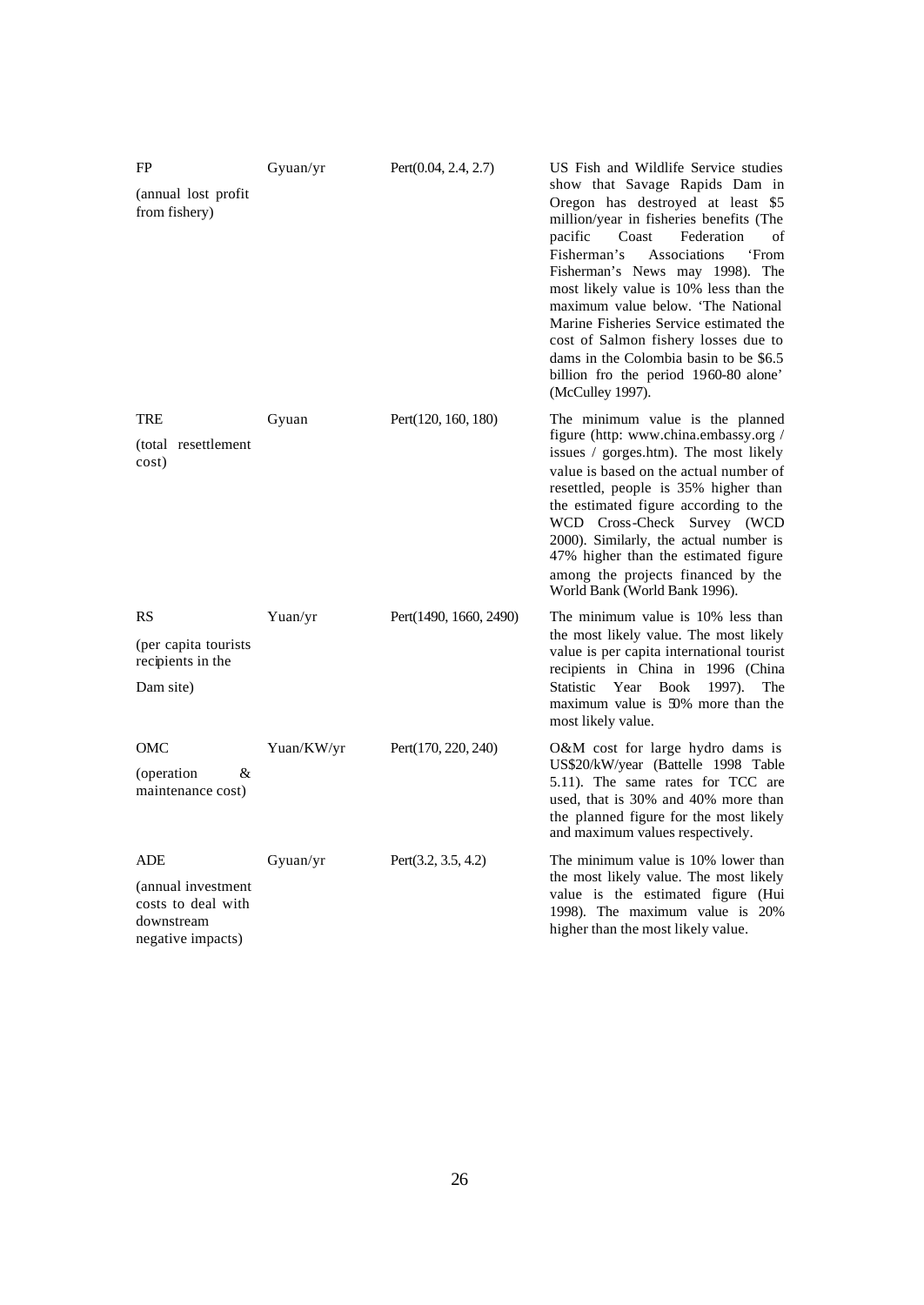| | | | |
|---|---|---|---|
| FP (annual lost profit from fishery) | Gyuan/yr | Pert(0.04, 2.4, 2.7) | US Fish and Wildlife Service studies show that Savage Rapids Dam in Oregon has destroyed at least $5 million/year in fisheries benefits (The pacific Coast Federation of Fisherman's Associations 'From Fisherman's News may 1998). The most likely value is 10% less than the maximum value below. 'The National Marine Fisheries Service estimated the cost of Salmon fishery losses due to dams in the Colombia basin to be $6.5 billion fro the period 1960-80 alone' (McCulley 1997). |
| TRE (total resettlement cost) | Gyuan | Pert(120, 160, 180) | The minimum value is the planned figure (http: www.china.embassy.org / issues / gorges.htm). The most likely value is based on the actual number of resettled, people is 35% higher than the estimated figure according to the WCD Cross-Check Survey (WCD 2000). Similarly, the actual number is 47% higher than the estimated figure among the projects financed by the World Bank (World Bank 1996). |
| RS (per capita tourists recipients in the Dam site) | Yuan/yr | Pert(1490, 1660, 2490) | The minimum value is 10% less than the most likely value. The most likely value is per capita international tourist recipients in China in 1996 (China Statistic Year Book 1997). The maximum value is 50% more than the most likely value. |
| OMC (operation & maintenance cost) | Yuan/KW/yr | Pert(170, 220, 240) | O&M cost for large hydro dams is US$20/kW/year (Battelle 1998 Table 5.11). The same rates for TCC are used, that is 30% and 40% more than the planned figure for the most likely and maximum values respectively. |
| ADE (annual investment costs to deal with downstream negative impacts) | Gyuan/yr | Pert(3.2, 3.5, 4.2) | The minimum value is 10% lower than the most likely value. The most likely value is the estimated figure (Hui 1998). The maximum value is 20% higher than the most likely value. |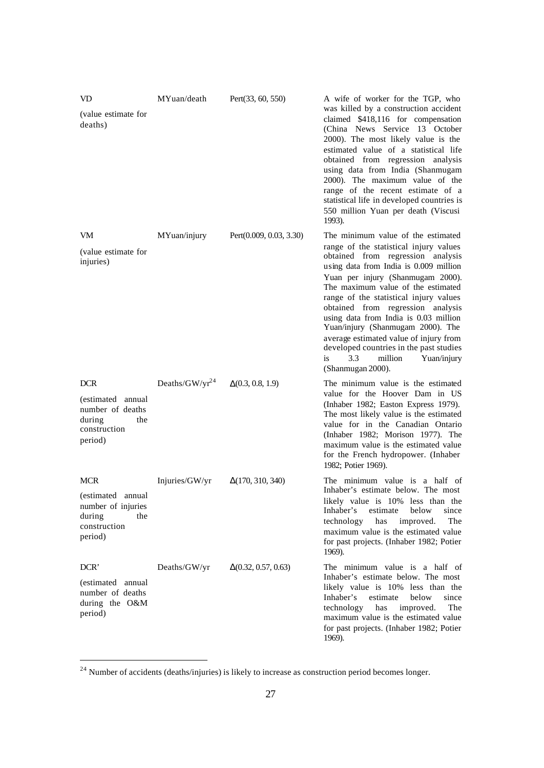| | | | |
|---|---|---|---|
| VD (value estimate for deaths) | MYuan/death | Pert(33, 60, 550) | A wife of worker for the TGP, who was killed by a construction accident claimed $418,116 for compensation (China News Service 13 October 2000). The most likely value is the estimated value of a statistical life obtained from regression analysis using data from India (Shanmugam 2000). The maximum value of the range of the recent estimate of a statistical life in developed countries is 550 million Yuan per death (Viscusi 1993). |
| VM (value estimate for injuries) | MYuan/injury | Pert(0.009, 0.03, 3.30) | The minimum value of the estimated range of the statistical injury values obtained from regression analysis using data from India is 0.009 million Yuan per injury (Shanmugam 2000). The maximum value of the estimated range of the statistical injury values obtained from regression analysis using data from India is 0.03 million Yuan/injury (Shanmugam 2000). The average estimated value of injury from developed countries in the past studies is 3.3 million Yuan/injury (Shanmugan 2000). |
| DCR (estimated annual number of deaths during the construction period) | Deaths/GW/yr[24] | Δ(0.3, 0.8, 1.9) | The minimum value is the estimated value for the Hoover Dam in US (Inhaber 1982; Easton Express 1979). The most likely value is the estimated value for in the Canadian Ontario (Inhaber 1982; Morison 1977). The maximum value is the estimated value for the French hydropower. (Inhaber 1982; Potier 1969). |
| MCR (estimated annual number of injuries during the construction period) | Injuries/GW/yr | Δ(170, 310, 340) | The minimum value is a half of Inhaber's estimate below. The most likely value is 10% less than the Inhaber's estimate below since technology has improved. The maximum value is the estimated value for past projects. (Inhaber 1982; Potier 1969). |
| DCR' (estimated annual number of deaths during the O&M period) | Deaths/GW/yr | Δ(0.32, 0.57, 0.63) | The minimum value is a half of Inhaber's estimate below. The most likely value is 10% less than the Inhaber's estimate below since technology has improved. The maximum value is the estimated value for past projects. (Inhaber 1982; Potier 1969). |

[24] Number of accidents (deaths/injuries) is likely to increase as construction period becomes longer.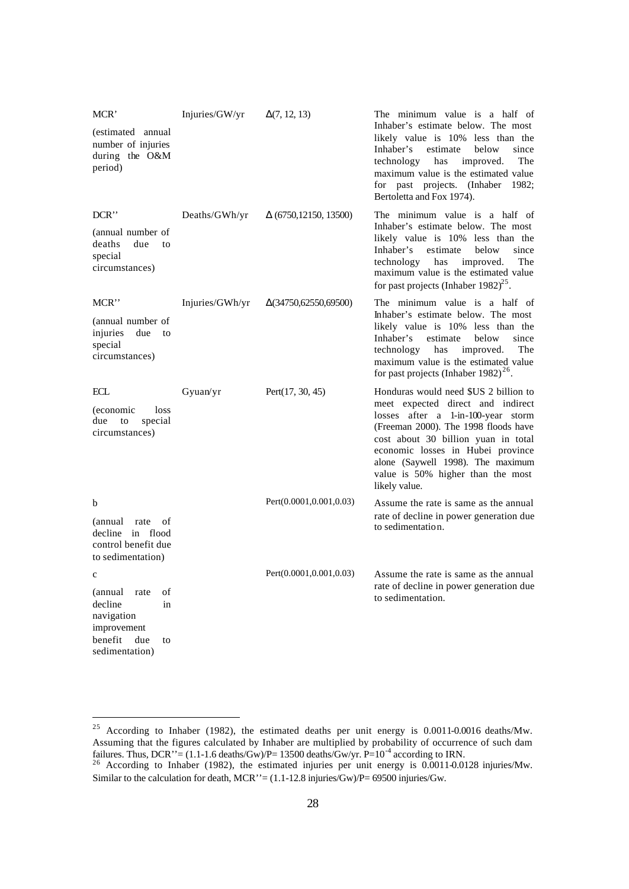| | | | |
|---|---|---|---|
| MCR' (estimated annual number of injuries during the O&M period) | Injuries/GW/yr | Δ(7, 12, 13) | The minimum value is a half of Inhaber's estimate below. The most likely value is 10% less than the Inhaber's estimate below since technology has improved. The maximum value is the estimated value for past projects. (Inhaber 1982; Bertoletta and Fox 1974). |
| DCR'' (annual number of deaths due to special circumstances) | Deaths/GWh/yr | Δ (6750,12150, 13500) | The minimum value is a half of Inhaber's estimate below. The most likely value is 10% less than the Inhaber's estimate below since technology has improved. The maximum value is the estimated value for past projects (Inhaber 1982)[25]. |
| MCR'' (annual number of injuries due to special circumstances) | Injuries/GWh/yr | Δ(34750,62550,69500) | The minimum value is a half of Inhaber's estimate below. The most likely value is 10% less than the Inhaber's estimate below since technology has improved. The maximum value is the estimated value for past projects (Inhaber 1982)[26]. |
| ECL (economic loss due to special circumstances) | Gyuan/yr | Pert(17, 30, 45) | Honduras would need $US 2 billion to meet expected direct and indirect losses after a 1-in-100-year storm (Freeman 2000). The 1998 floods have cost about 30 billion yuan in total economic losses in Hubei province alone (Saywell 1998). The maximum value is 50% higher than the most likely value. |
| b (annual rate of decline in flood control benefit due to sedimentation) | | Pert(0.0001,0.001,0.03) | Assume the rate is same as the annual rate of decline in power generation due to sedimentation. |
| c (annual rate of decline in navigation improvement benefit due to sedimentation) | | Pert(0.0001,0.001,0.03) | Assume the rate is same as the annual rate of decline in power generation due to sedimentation. |

[25] According to Inhaber (1982), the estimated deaths per unit energy is 0.0011-0.0016 deaths/Mw. Assuming that the figures calculated by Inhaber are multiplied by probability of occurrence of such dam failures. Thus, DCR''= (1.1-1.6 deaths/Gw)/P= 13500 deaths/Gw/yr. $P=10^{-4}$ according to IRN.

[26] According to Inhaber (1982), the estimated injuries per unit energy is 0.0011-0.0128 injuries/Mw. Similar to the calculation for death, MCR''= (1.1-12.8 injuries/Gw)/P= 69500 injuries/Gw.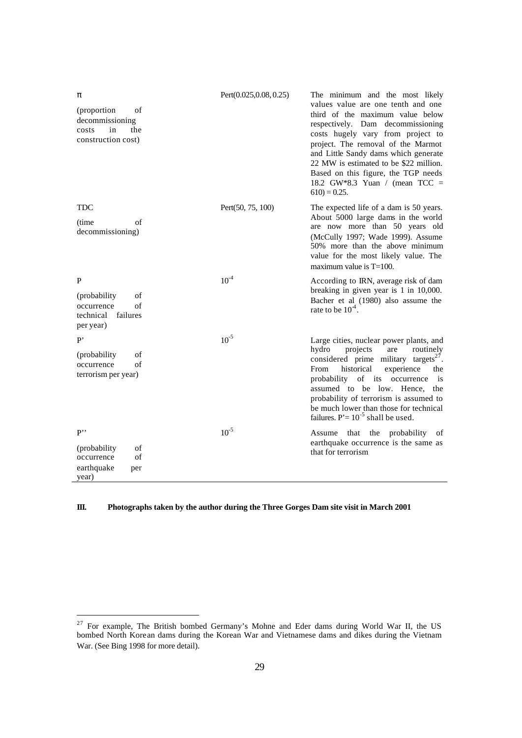| | | |
|---|---|---|
| π (proportion of decommissioning costs in the construction cost) | Pert(0.025,0.08, 0.25) | The minimum and the most likely values value are one tenth and one third of the maximum value below respectively. Dam decommissioning costs hugely vary from project to project. The removal of the Marmot and Little Sandy dams which generate 22 MW is estimated to be $22 million. Based on this figure, the TGP needs 18.2 GW*8.3 Yuan / (mean TCC = 610) = 0.25. |
| TDC (time of decommissioning) | Pert(50, 75, 100) | The expected life of a dam is 50 years. About 5000 large dams in the world are now more than 50 years old (McCully 1997; Wade 1999). Assume 50% more than the above minimum value for the most likely value. The maximum value is T=100. |
| P (probability of occurrence of technical failures per year) | $10^{-4}$ | According to IRN, average risk of dam breaking in given year is 1 in 10,000. Bacher et al (1980) also assume the rate to be $10^{-4}$. |
| P' (probability of occurrence of terrorism per year) | $10^{-5}$ | Large cities, nuclear power plants, and hydro projects are routinely considered prime military targets[27]. From historical experience the probability of its occurrence is assumed to be low. Hence, the probability of terrorism is assumed to be much lower than those for technical failures. P'= $10^{-5}$ shall be used. |
| P'' (probability of occurrence of earthquake per year) | $10^{-5}$ | Assume that the probability of earthquake occurrence is the same as that for terrorism |

**III. Photographs taken by the author during the Three Gorges Dam site visit in March 2001**

---

[27] For example, The British bombed Germany's Mohne and Eder dams during World War II, the US bombed North Korean dams during the Korean War and Vietnamese dams and dikes during the Vietnam War. (See Bing 1998 for more detail).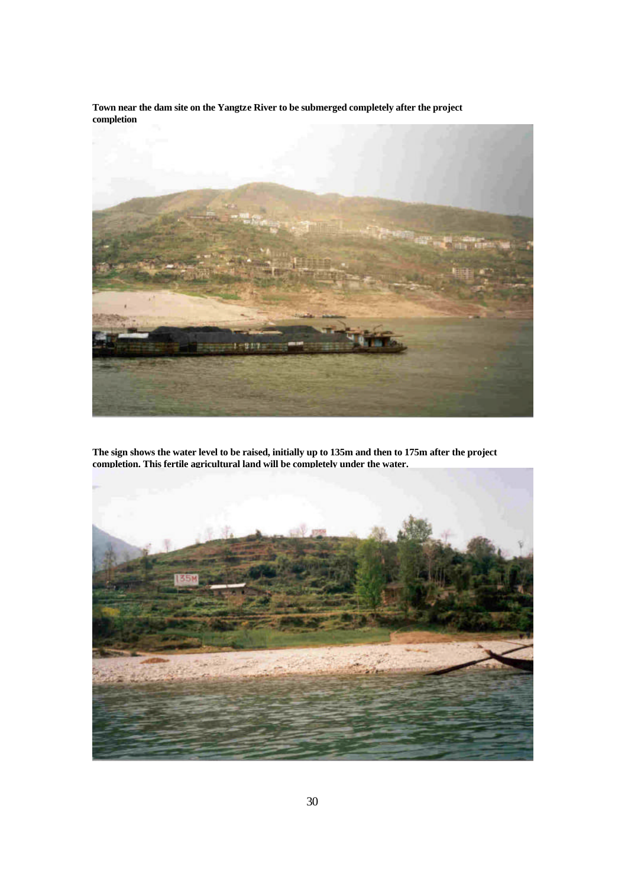**Town near the dam site on the Yangtze River to be submerged completely after the project completion**

**The sign shows the water level to be raised, initially up to 135m and then to 175m after the project completion. This fertile agricultural land will be completely under the water.**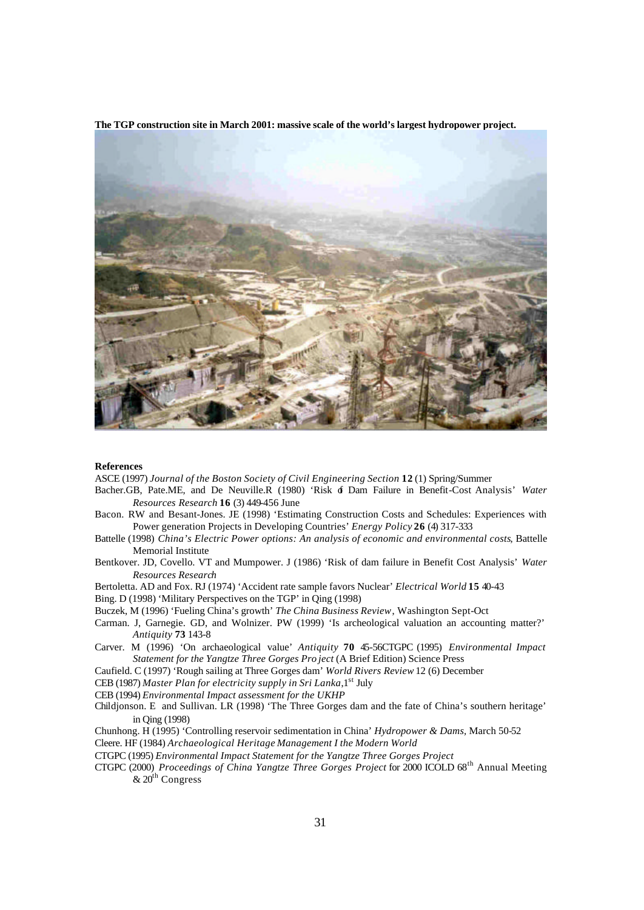**The TGP construction site in March 2001: massive scale of the world's largest hydropower project.**

**References**

ASCE (1997) *Journal of the Boston Society of Civil Engineering Section* **12** (1) Spring/Summer

Bacher.GB, Pate.ME, and De Neuville.R (1980) 'Risk of Dam Failure in Benefit-Cost Analysis' *Water Resources Research* **16** (3) 449-456 June

Bacon. RW and Besant-Jones. JE (1998) 'Estimating Construction Costs and Schedules: Experiences with Power generation Projects in Developing Countries' *Energy Policy* **26** (4) 317-333

Battelle (1998) *China's Electric Power options: An analysis of economic and environmental costs*, Battelle Memorial Institute

Bentkover. JD, Covello. VT and Mumpower. J (1986) 'Risk of dam failure in Benefit Cost Analysis' *Water Resources Research*

Bertoletta. AD and Fox. RJ (1974) 'Accident rate sample favors Nuclear' *Electrical World* **15** 40-43

Bing. D (1998) 'Military Perspectives on the TGP' in Qing (1998)

Buczek, M (1996) 'Fueling China's growth' *The China Business Review*, Washington Sept-Oct

Carman. J, Garnegie. GD, and Wolnizer. PW (1999) 'Is archeological valuation an accounting matter?' *Antiquity* **73** 143-8

Carver. M (1996) 'On archaeological value' *Antiquity* **70** 45-56CTGPC (1995) *Environmental Impact Statement for the Yangtze Three Gorges Project* (A Brief Edition) Science Press

Caufield. C (1997) 'Rough sailing at Three Gorges dam' *World Rivers Review* 12 (6) December

CEB (1987) *Master Plan for electricity supply in Sri Lanka*, 1st July

CEB (1994) *Environmental Impact assessment for the UKHP*

Childjonson. E and Sullivan. LR (1998) 'The Three Gorges dam and the fate of China's southern heritage' in Qing (1998)

Chunhong. H (1995) 'Controlling reservoir sedimentation in China' *Hydropower & Dams*, March 50-52

Cleere. HF (1984) *Archaeological Heritage Management I the Modern World*

CTGPC (1995) *Environmental Impact Statement for the Yangtze Three Gorges Project*

CTGPC (2000) *Proceedings of China Yangtze Three Gorges Project* for 2000 ICOLD 68th Annual Meeting & 20th Congress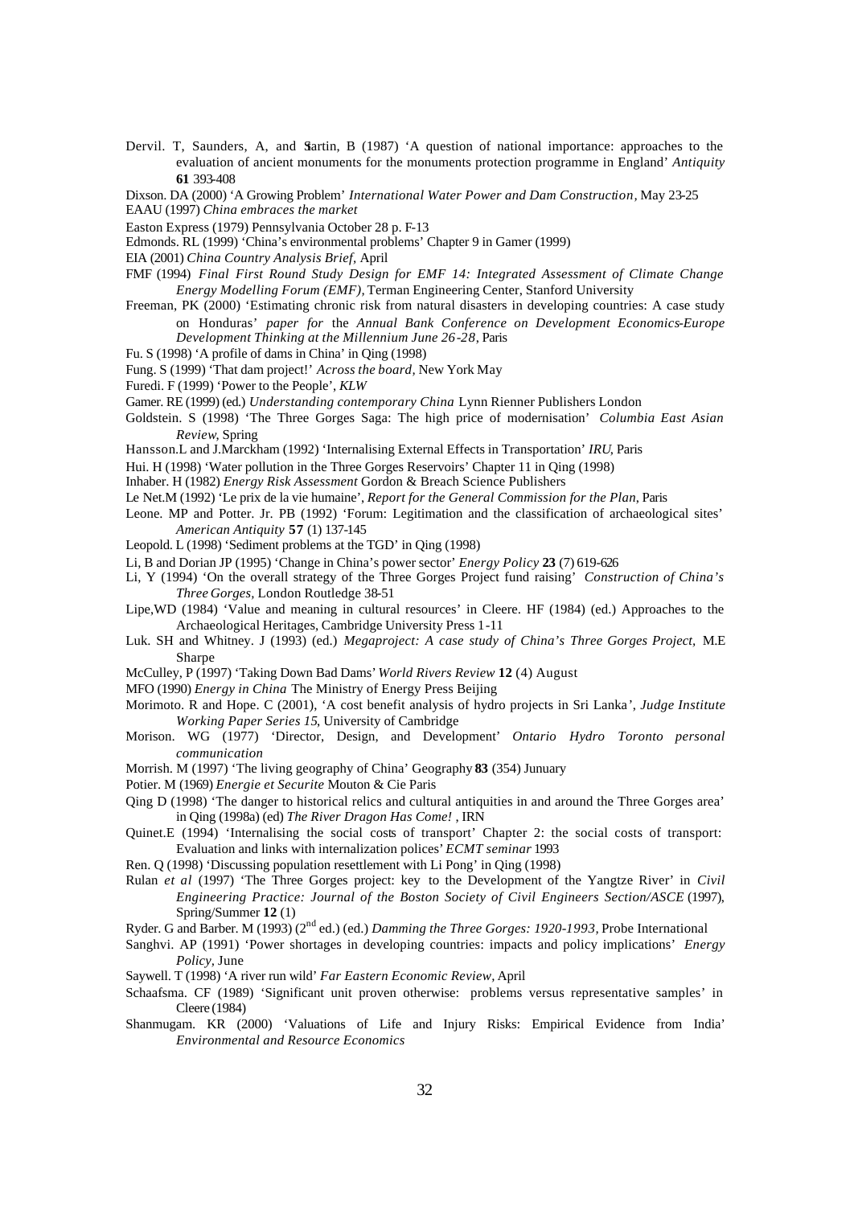Dervil. T, Saunders, A, and Startin, B (1987) 'A question of national importance: approaches to the evaluation of ancient monuments for the monuments protection programme in England' *Antiquity* **61** 393-408

Dixson. DA (2000) 'A Growing Problem' *International Water Power and Dam Construction*, May 23-25

EAAU (1997) *China embraces the market*

Easton Express (1979) Pennsylvania October 28 p. F-13

Edmonds. RL (1999) 'China's environmental problems' Chapter 9 in Gamer (1999)

EIA (2001) *China Country Analysis Brief*, April

FMF (1994) *Final First Round Study Design for EMF 14: Integrated Assessment of Climate Change Energy Modelling Forum (EMF)*, Terman Engineering Center, Stanford University

Freeman, PK (2000) 'Estimating chronic risk from natural disasters in developing countries: A case study on Honduras' *paper for* the *Annual Bank Conference on Development Economics-Europe Development Thinking at the Millennium June 26-28*, Paris

Fu. S (1998) 'A profile of dams in China' in Qing (1998)

Fung. S (1999) 'That dam project!' *Across the board*, New York May

Furedi. F (1999) 'Power to the People', *KLW*

Gamer. RE (1999) (ed.) *Understanding contemporary China* Lynn Rienner Publishers London

Goldstein. S (1998) 'The Three Gorges Saga: The high price of modernisation' *Columbia East Asian Review*, Spring

Hansson.L and J.Marckham (1992) 'Internalising External Effects in Transportation' *IRU*, Paris

Hui. H (1998) 'Water pollution in the Three Gorges Reservoirs' Chapter 11 in Qing (1998)

Inhaber. H (1982) *Energy Risk Assessment* Gordon & Breach Science Publishers

Le Net.M (1992) 'Le prix de la vie humaine', *Report for the General Commission for the Plan*, Paris

Leone. MP and Potter. Jr. PB (1992) 'Forum: Legitimation and the classification of archaeological sites' *American Antiquity* **57** (1) 137-145

Leopold. L (1998) 'Sediment problems at the TGD' in Qing (1998)

Li, B and Dorian JP (1995) 'Change in China's power sector' *Energy Policy* **23** (7) 619-626

Li, Y (1994) 'On the overall strategy of the Three Gorges Project fund raising' *Construction of China's Three Gorges*, London Routledge 38-51

Lipe,WD (1984) 'Value and meaning in cultural resources' in Cleere. HF (1984) (ed.) Approaches to the Archaeological Heritages, Cambridge University Press 1-11

Luk. SH and Whitney. J (1993) (ed.) *Megaproject: A case study of China's Three Gorges Project*, M.E Sharpe

McCulley, P (1997) 'Taking Down Bad Dams' *World Rivers Review* **12** (4) August

MFO (1990) *Energy in China* The Ministry of Energy Press Beijing

Morimoto. R and Hope. C (2001), 'A cost benefit analysis of hydro projects in Sri Lanka', *Judge Institute Working Paper Series 15*, University of Cambridge

Morison. WG (1977) 'Director, Design, and Development' *Ontario Hydro Toronto personal communication*

Morrish. M (1997) 'The living geography of China' Geography **83** (354) Junuary

Potier. M (1969) *Energie et Securite* Mouton & Cie Paris

Qing D (1998) 'The danger to historical relics and cultural antiquities in and around the Three Gorges area' in Qing (1998a) (ed) *The River Dragon Has Come!* , IRN

Quinet.E (1994) 'Internalising the social costs of transport' Chapter 2: the social costs of transport: Evaluation and links with internalization polices' *ECMT seminar* 1993

Ren. Q (1998) 'Discussing population resettlement with Li Pong' in Qing (1998)

Rulan *et al* (1997) 'The Three Gorges project: key to the Development of the Yangtze River' in *Civil Engineering Practice: Journal of the Boston Society of Civil Engineers Section/ASCE* (1997), Spring/Summer **12** (1)

Ryder. G and Barber. M (1993) (2nd ed.) (ed.) *Damming the Three Gorges: 1920-1993*, Probe International

Sanghvi. AP (1991) 'Power shortages in developing countries: impacts and policy implications' *Energy Policy*, June

Saywell. T (1998) 'A river run wild' *Far Eastern Economic Review*, April

Schaafsma. CF (1989) 'Significant unit proven otherwise: problems versus representative samples' in Cleere (1984)

Shanmugam. KR (2000) 'Valuations of Life and Injury Risks: Empirical Evidence from India' *Environmental and Resource Economics*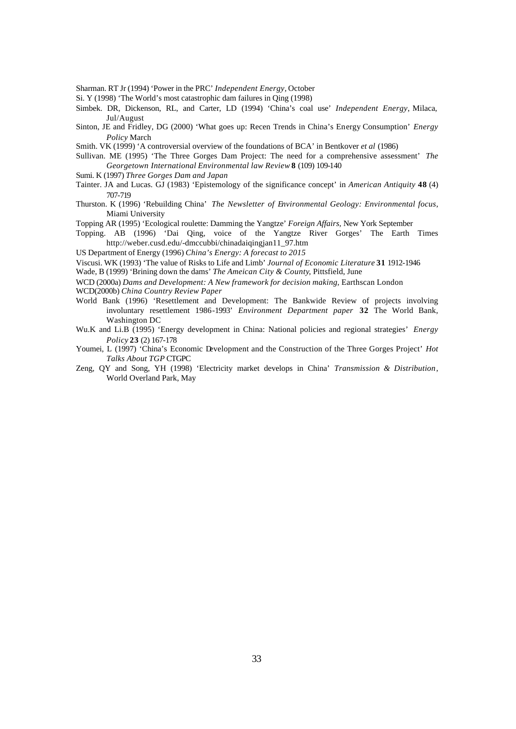Sharman. RT Jr (1994) 'Power in the PRC' *Independent Energy*, October

Si. Y (1998) 'The World's most catastrophic dam failures in Qing (1998)

Simbek. DR, Dickenson, RL, and Carter, LD (1994) 'China's coal use' *Independent Energy*, Milaca, Jul/August

Sinton, JE and Fridley, DG (2000) 'What goes up: Recen Trends in China's Energy Consumption' *Energy Policy* March

Smith. VK (1999) 'A controversial overview of the foundations of BCA' in Bentkover *et al* (1986)

Sullivan. ME (1995) 'The Three Gorges Dam Project: The need for a comprehensive assessment' *The Georgetown International Environmental law Review* **8** (109) 109-140

Sumi. K (1997) *Three Gorges Dam and Japan*

Tainter. JA and Lucas. GJ (1983) 'Epistemology of the significance concept' in *American Antiquity* **48** (4) 707-719

Thurston. K (1996) 'Rebuilding China' *The Newsletter of Environmental Geology: Environmental focus*, Miami University

Topping AR (1995) 'Ecological roulette: Damming the Yangtze' *Foreign Affairs*, New York September

Topping. AB (1996) 'Dai Qing, voice of the Yangtze River Gorges' The Earth Times http://weber.cusd.edu/-dmccubbi/chinadaiqingjan11_97.htm

US Department of Energy (1996) *China's Energy: A forecast to 2015*

Viscusi. WK (1993) 'The value of Risks to Life and Limb' *Journal of Economic Literature* **31** 1912-1946

Wade, B (1999) 'Brining down the dams' *The Ameican City & County*, Pittsfield, June

WCD (2000a) *Dams and Development: A New framework for decision making*, Earthscan London

WCD(2000b) *China Country Review Paper*

World Bank (1996) 'Resettlement and Development: The Bankwide Review of projects involving involuntary resettlement 1986-1993' *Environment Department paper* **32** The World Bank, Washington DC

Wu.K and Li.B (1995) 'Energy development in China: National policies and regional strategies' *Energy Policy* **23** (2) 167-178

Youmei, L (1997) 'China's Economic Development and the Construction of the Three Gorges Project' *Hot Talks About TGP* CTGPC

Zeng, QY and Song, YH (1998) 'Electricity market develops in China' *Transmission & Distribution*, World Overland Park, May